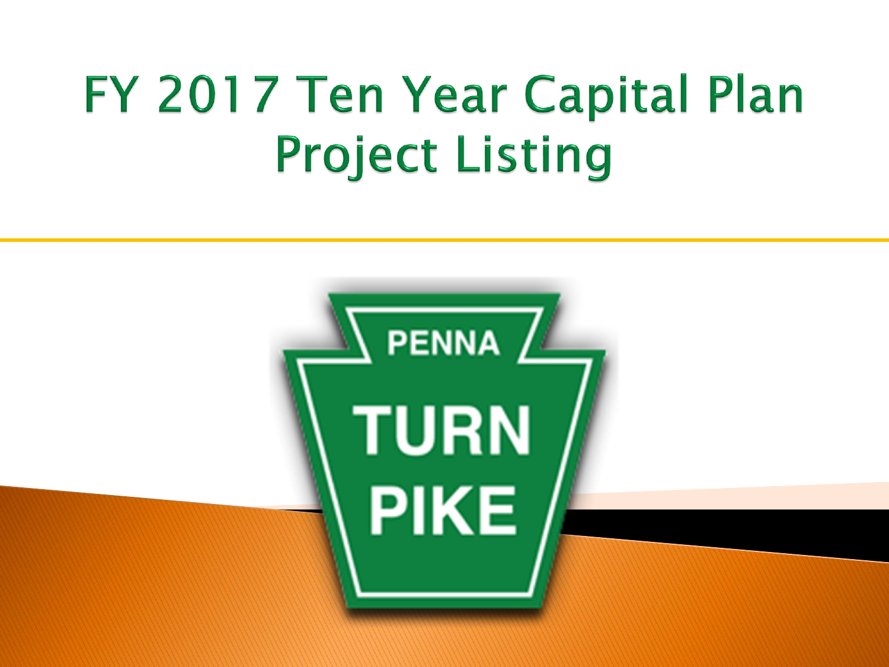# FY 2017 Ten Year Capital Plan Project Listing

PENNA TURN PIKE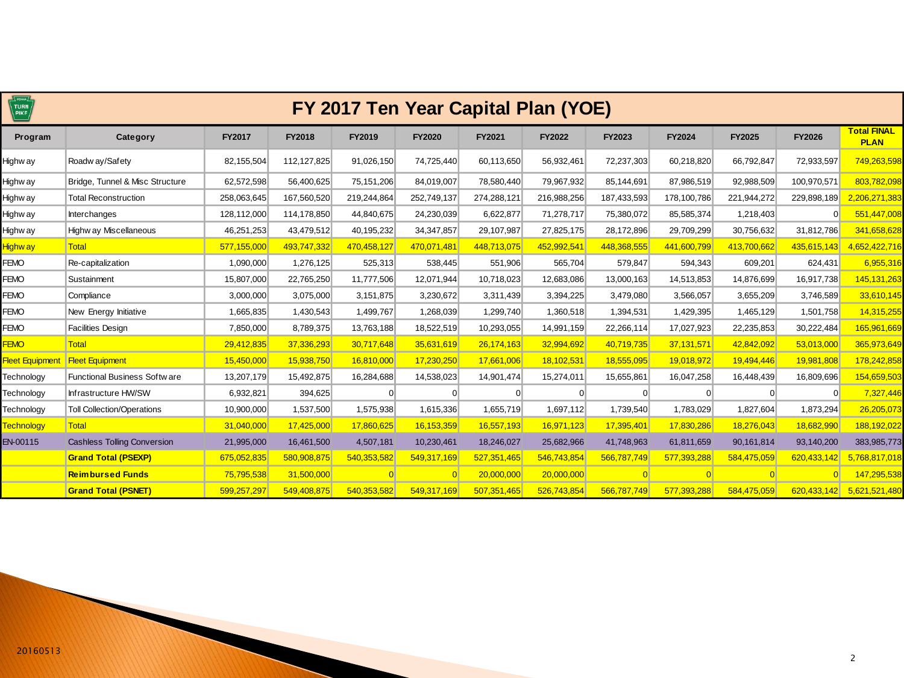# FY 2017 Ten Year Capital Plan (YOE)

| Program | Category | FY2017 | FY2018 | FY2019 | FY2020 | FY2021 | FY2022 | FY2023 | FY2024 | FY2025 | FY2026 | Total FINAL PLAN |
|---|---|---|---|---|---|---|---|---|---|---|---|---|
| Highway | Roadway/Safety | 82,155,504 | 112,127,825 | 91,026,150 | 74,725,440 | 60,113,650 | 56,932,461 | 72,237,303 | 60,218,820 | 66,792,847 | 72,933,597 | 749,263,598 |
| Highway | Bridge, Tunnel & Misc Structure | 62,572,598 | 56,400,625 | 75,151,206 | 84,019,007 | 78,580,440 | 79,967,932 | 85,144,691 | 87,986,519 | 92,988,509 | 100,970,571 | 803,782,098 |
| Highway | Total Reconstruction | 258,063,645 | 167,560,520 | 219,244,864 | 252,749,137 | 274,288,121 | 216,988,256 | 187,433,593 | 178,100,786 | 221,944,272 | 229,898,189 | 2,206,271,383 |
| Highway | Interchanges | 128,112,000 | 114,178,850 | 44,840,675 | 24,230,039 | 6,622,877 | 71,278,717 | 75,380,072 | 85,585,374 | 1,218,403 | 0 | 551,447,008 |
| Highway | Highway Miscellaneous | 46,251,253 | 43,479,512 | 40,195,232 | 34,347,857 | 29,107,987 | 27,825,175 | 28,172,896 | 29,709,299 | 30,756,632 | 31,812,786 | 341,658,628 |
| Highway | Total | 577,155,000 | 493,747,332 | 470,458,127 | 470,071,481 | 448,713,075 | 452,992,541 | 448,368,555 | 441,600,799 | 413,700,662 | 435,615,143 | 4,652,422,716 |
| FEMO | Re-capitalization | 1,090,000 | 1,276,125 | 525,313 | 538,445 | 551,906 | 565,704 | 579,847 | 594,343 | 609,201 | 624,431 | 6,955,316 |
| FEMO | Sustainment | 15,807,000 | 22,765,250 | 11,777,506 | 12,071,944 | 10,718,023 | 12,683,086 | 13,000,163 | 14,513,853 | 14,876,699 | 16,917,738 | 145,131,263 |
| FEMO | Compliance | 3,000,000 | 3,075,000 | 3,151,875 | 3,230,672 | 3,311,439 | 3,394,225 | 3,479,080 | 3,566,057 | 3,655,209 | 3,746,589 | 33,610,145 |
| FEMO | New Energy Initiative | 1,665,835 | 1,430,543 | 1,499,767 | 1,268,039 | 1,299,740 | 1,360,518 | 1,394,531 | 1,429,395 | 1,465,129 | 1,501,758 | 14,315,255 |
| FEMO | Facilities Design | 7,850,000 | 8,789,375 | 13,763,188 | 18,522,519 | 10,293,055 | 14,991,159 | 22,266,114 | 17,027,923 | 22,235,853 | 30,222,484 | 165,961,669 |
| FEMO | Total | 29,412,835 | 37,336,293 | 30,717,648 | 35,631,619 | 26,174,163 | 32,994,692 | 40,719,735 | 37,131,571 | 42,842,092 | 53,013,000 | 365,973,649 |
| Fleet Equipment | Fleet Equipment | 15,450,000 | 15,938,750 | 16,810,000 | 17,230,250 | 17,661,006 | 18,102,531 | 18,555,095 | 19,018,972 | 19,494,446 | 19,981,808 | 178,242,858 |
| Technology | Functional Business Software | 13,207,179 | 15,492,875 | 16,284,688 | 14,538,023 | 14,901,474 | 15,274,011 | 15,655,861 | 16,047,258 | 16,448,439 | 16,809,696 | 154,659,503 |
| Technology | Infrastructure HW/SW | 6,932,821 | 394,625 | 0 | 0 | 0 | 0 | 0 | 0 | 0 | 0 | 7,327,446 |
| Technology | Toll Collection/Operations | 10,900,000 | 1,537,500 | 1,575,938 | 1,615,336 | 1,655,719 | 1,697,112 | 1,739,540 | 1,783,029 | 1,827,604 | 1,873,294 | 26,205,073 |
| Technology | Total | 31,040,000 | 17,425,000 | 17,860,625 | 16,153,359 | 16,557,193 | 16,971,123 | 17,395,401 | 17,830,286 | 18,276,043 | 18,682,990 | 188,192,022 |
| EN-00115 | Cashless Tolling Conversion | 21,995,000 | 16,461,500 | 4,507,181 | 10,230,461 | 18,246,027 | 25,682,966 | 41,748,963 | 61,811,659 | 90,161,814 | 93,140,200 | 383,985,773 |
| | **Grand Total (PSEXP)** | 675,052,835 | 580,908,875 | 540,353,582 | 549,317,169 | 527,351,465 | 546,743,854 | 566,787,749 | 577,393,288 | 584,475,059 | 620,433,142 | 5,768,817,018 |
| | **Reimbursed Funds** | 75,795,538 | 31,500,000 | 0 | 0 | 20,000,000 | 20,000,000 | 0 | 0 | 0 | 0 | 147,295,538 |
| | **Grand Total (PSNET)** | 599,257,297 | 549,408,875 | 540,353,582 | 549,317,169 | 507,351,465 | 526,743,854 | 566,787,749 | 577,393,288 | 584,475,059 | 620,433,142 | 5,621,521,480 |

20160513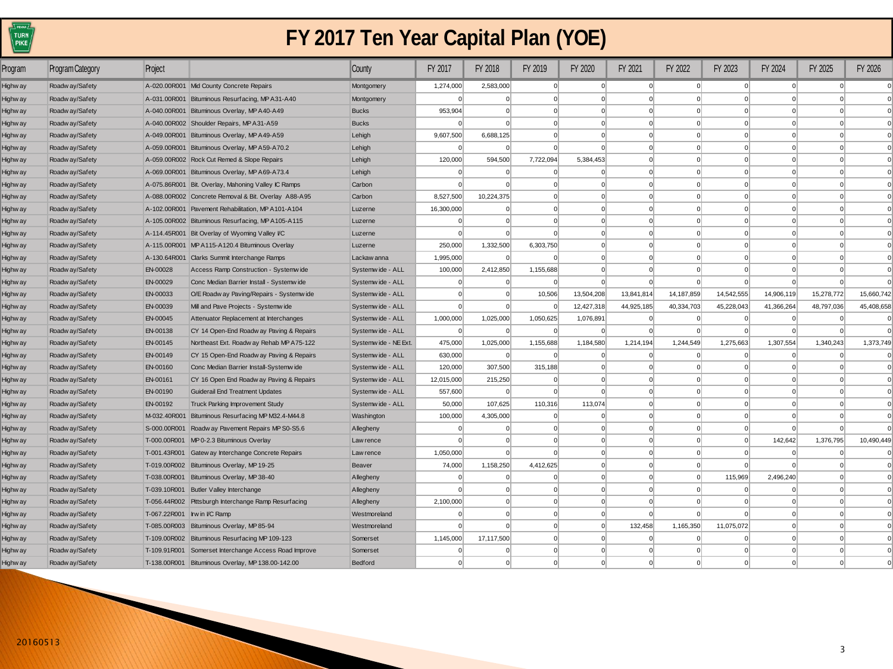# FY 2017 Ten Year Capital Plan (YOE)

| Program | Program Category | Project | | County | FY 2017 | FY 2018 | FY 2019 | FY 2020 | FY 2021 | FY 2022 | FY 2023 | FY 2024 | FY 2025 | FY 2026 |
|---|---|---|---|---|---|---|---|---|---|---|---|---|---|---|
| Highway | Roadway/Safety | A-020.00R001 | Mid County Concrete Repairs | Montgomery | 1,274,000 | 2,583,000 | 0 | 0 | 0 | 0 | 0 | 0 | 0 | 0 |
| Highway | Roadway/Safety | A-031.00R001 | Bituminous Resurfacing, MP A31-A40 | Montgomery | 0 | 0 | 0 | 0 | 0 | 0 | 0 | 0 | 0 | 0 |
| Highway | Roadway/Safety | A-040.00R001 | Bituminous Overlay, MP A40-A49 | Bucks | 953,904 | 0 | 0 | 0 | 0 | 0 | 0 | 0 | 0 | 0 |
| Highway | Roadway/Safety | A-040.00R002 | Shoulder Repairs, MP A31-A59 | Bucks | 0 | 0 | 0 | 0 | 0 | 0 | 0 | 0 | 0 | 0 |
| Highway | Roadway/Safety | A-049.00R001 | Bituminous Overlay, MP A49-A59 | Lehigh | 9,607,500 | 6,688,125 | 0 | 0 | 0 | 0 | 0 | 0 | 0 | 0 |
| Highway | Roadway/Safety | A-059.00R001 | Bituminous Overlay, MP A59-A70.2 | Lehigh | 0 | 0 | 0 | 0 | 0 | 0 | 0 | 0 | 0 | 0 |
| Highway | Roadway/Safety | A-059.00R002 | Rock Cut Remed & Slope Repairs | Lehigh | 120,000 | 594,500 | 7,722,094 | 5,384,453 | 0 | 0 | 0 | 0 | 0 | 0 |
| Highway | Roadway/Safety | A-069.00R001 | Bituminous Overlay, MP A69-A73.4 | Lehigh | 0 | 0 | 0 | 0 | 0 | 0 | 0 | 0 | 0 | 0 |
| Highway | Roadway/Safety | A-075.86R001 | Bit. Overlay, Mahoning Valley IC Ramps | Carbon | 0 | 0 | 0 | 0 | 0 | 0 | 0 | 0 | 0 | 0 |
| Highway | Roadway/Safety | A-088.00R002 | Concrete Removal & Bit. Overlay A88-A95 | Carbon | 8,527,500 | 10,224,375 | 0 | 0 | 0 | 0 | 0 | 0 | 0 | 0 |
| Highway | Roadway/Safety | A-102.00R001 | Pavement Rehabilitation, MP A101-A104 | Luzerne | 16,300,000 | 0 | 0 | 0 | 0 | 0 | 0 | 0 | 0 | 0 |
| Highway | Roadway/Safety | A-105.00R002 | Bituminous Resurfacing, MP A105-A115 | Luzerne | 0 | 0 | 0 | 0 | 0 | 0 | 0 | 0 | 0 | 0 |
| Highway | Roadway/Safety | A-114.45R001 | Bit Overlay of Wyoming Valley I/C | Luzerne | 0 | 0 | 0 | 0 | 0 | 0 | 0 | 0 | 0 | 0 |
| Highway | Roadway/Safety | A-115.00R001 | MP A115-A120.4 Bituminous Overlay | Luzerne | 250,000 | 1,332,500 | 6,303,750 | 0 | 0 | 0 | 0 | 0 | 0 | 0 |
| Highway | Roadway/Safety | A-130.64R001 | Clarks Summit Interchange Ramps | Lackawanna | 1,995,000 | 0 | 0 | 0 | 0 | 0 | 0 | 0 | 0 | 0 |
| Highway | Roadway/Safety | EN-00028 | Access Ramp Construction - Systemwide | Systemwide - ALL | 100,000 | 2,412,850 | 1,155,688 | 0 | 0 | 0 | 0 | 0 | 0 | 0 |
| Highway | Roadway/Safety | EN-00029 | Conc Median Barrier Install - Systemwide | Systemwide - ALL | 0 | 0 | 0 | 0 | 0 | 0 | 0 | 0 | 0 | 0 |
| Highway | Roadway/Safety | EN-00033 | O/E Roadway Paving/Repairs - Systemwide | Systemwide - ALL | 0 | 0 | 10,506 | 13,504,208 | 13,841,814 | 14,187,859 | 14,542,555 | 14,906,119 | 15,278,772 | 15,660,742 |
| Highway | Roadway/Safety | EN-00039 | Mill and Pave Projects - Systemwide | Systemwide - ALL | 0 | 0 | 0 | 12,427,318 | 44,925,185 | 40,334,703 | 45,228,043 | 41,366,264 | 48,797,036 | 45,408,658 |
| Highway | Roadway/Safety | EN-00045 | Attenuator Replacement at Interchanges | Systemwide - ALL | 1,000,000 | 1,025,000 | 1,050,625 | 1,076,891 | 0 | 0 | 0 | 0 | 0 | 0 |
| Highway | Roadway/Safety | EN-00138 | CY 14 Open-End Roadway Paving & Repairs | Systemwide - ALL | 0 | 0 | 0 | 0 | 0 | 0 | 0 | 0 | 0 | 0 |
| Highway | Roadway/Safety | EN-00145 | Northeast Ext. Roadway Rehab MP A75-122 | Systemwide - NE Ext. | 475,000 | 1,025,000 | 1,155,688 | 1,184,580 | 1,214,194 | 1,244,549 | 1,275,663 | 1,307,554 | 1,340,243 | 1,373,749 |
| Highway | Roadway/Safety | EN-00149 | CY 15 Open-End Roadway Paving & Repairs | Systemwide - ALL | 630,000 | 0 | 0 | 0 | 0 | 0 | 0 | 0 | 0 | 0 |
| Highway | Roadway/Safety | EN-00160 | Conc Median Barrier Install-Systemwide | Systemwide - ALL | 120,000 | 307,500 | 315,188 | 0 | 0 | 0 | 0 | 0 | 0 | 0 |
| Highway | Roadway/Safety | EN-00161 | CY 16 Open End Roadway Paving & Repairs | Systemwide - ALL | 12,015,000 | 215,250 | 0 | 0 | 0 | 0 | 0 | 0 | 0 | 0 |
| Highway | Roadway/Safety | EN-00190 | Guiderail End Treatment Updates | Systemwide - ALL | 557,600 | 0 | 0 | 0 | 0 | 0 | 0 | 0 | 0 | 0 |
| Highway | Roadway/Safety | EN-00192 | Truck Parking Improvement Study | Systemwide - ALL | 50,000 | 107,625 | 110,316 | 113,074 | 0 | 0 | 0 | 0 | 0 | 0 |
| Highway | Roadway/Safety | M-032.40R001 | Bituminous Resurfacing MP M32.4-M44.8 | Washington | 100,000 | 4,305,000 | 0 | 0 | 0 | 0 | 0 | 0 | 0 | 0 |
| Highway | Roadway/Safety | S-000.00R001 | Roadway Pavement Repairs MP S0-S5.6 | Allegheny | 0 | 0 | 0 | 0 | 0 | 0 | 0 | 0 | 0 | 0 |
| Highway | Roadway/Safety | T-000.00R001 | MP 0-2.3 Bituminous Overlay | Lawrence | 0 | 0 | 0 | 0 | 0 | 0 | 0 | 142,642 | 1,376,795 | 10,490,449 |
| Highway | Roadway/Safety | T-001.43R001 | Gateway Interchange Concrete Repairs | Lawrence | 1,050,000 | 0 | 0 | 0 | 0 | 0 | 0 | 0 | 0 | 0 |
| Highway | Roadway/Safety | T-019.00R002 | Bituminous Overlay, MP 19-25 | Beaver | 74,000 | 1,158,250 | 4,412,625 | 0 | 0 | 0 | 0 | 0 | 0 | 0 |
| Highway | Roadway/Safety | T-038.00R001 | Bituminous Overlay, MP 38-40 | Allegheny | 0 | 0 | 0 | 0 | 0 | 0 | 115,969 | 2,496,240 | 0 | 0 |
| Highway | Roadway/Safety | T-039.10R001 | Butler Valley Interchange | Allegheny | 0 | 0 | 0 | 0 | 0 | 0 | 0 | 0 | 0 | 0 |
| Highway | Roadway/Safety | T-056.44R002 | Pittsburgh Interchange Ramp Resurfacing | Allegheny | 2,100,000 | 0 | 0 | 0 | 0 | 0 | 0 | 0 | 0 | 0 |
| Highway | Roadway/Safety | T-067.22R001 | Irwin I/C Ramp | Westmoreland | 0 | 0 | 0 | 0 | 0 | 0 | 0 | 0 | 0 | 0 |
| Highway | Roadway/Safety | T-085.00R003 | Bituminous Overlay, MP 85-94 | Westmoreland | 0 | 0 | 0 | 0 | 132,458 | 1,165,350 | 11,075,072 | 0 | 0 | 0 |
| Highway | Roadway/Safety | T-109.00R002 | Bituminous Resurfacing MP 109-123 | Somerset | 1,145,000 | 17,117,500 | 0 | 0 | 0 | 0 | 0 | 0 | 0 | 0 |
| Highway | Roadway/Safety | T-109.91R001 | Somerset Interchange Access Road Improve | Somerset | 0 | 0 | 0 | 0 | 0 | 0 | 0 | 0 | 0 | 0 |
| Highway | Roadway/Safety | T-138.00R001 | Bituminous Overlay, MP 138.00-142.00 | Bedford | 0 | 0 | 0 | 0 | 0 | 0 | 0 | 0 | 0 | 0 |

20160513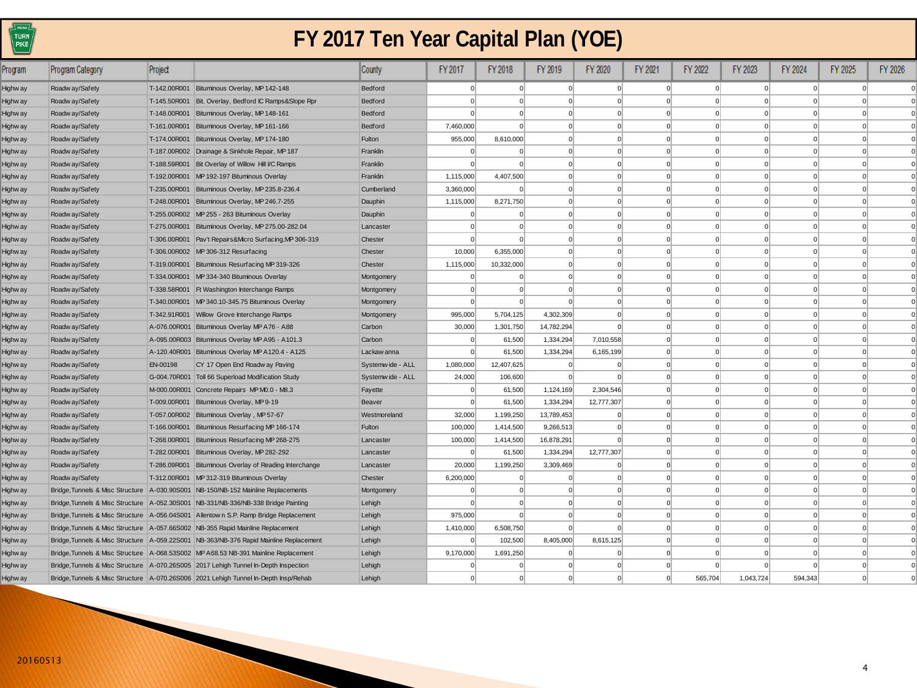# FY 2017 Ten Year Capital Plan (YOE)

| Program | Program Category | Project | | County | FY 2017 | FY 2018 | FY 2019 | FY 2020 | FY 2021 | FY 2022 | FY 2023 | FY 2024 | FY 2025 | FY 2026 |
|---|---|---|---|---|---|---|---|---|---|---|---|---|---|---|
| Highway | Roadway/Safety | T-142.00R001 | Bituminous Overlay, MP 142-148 | Bedford | 0 | 0 | 0 | 0 | 0 | 0 | 0 | 0 | 0 | 0 |
| Highway | Roadway/Safety | T-145.50R001 | Bit. Overlay, Bedford IC Ramps&Slope Rpr | Bedford | 0 | 0 | 0 | 0 | 0 | 0 | 0 | 0 | 0 | 0 |
| Highway | Roadway/Safety | T-148.00R001 | Bituminous Overlay, MP 148-161 | Bedford | 0 | 0 | 0 | 0 | 0 | 0 | 0 | 0 | 0 | 0 |
| Highway | Roadway/Safety | T-161.00R001 | Bituminous Overlay, MP 161-166 | Bedford | 7,460,000 | 0 | 0 | 0 | 0 | 0 | 0 | 0 | 0 | 0 |
| Highway | Roadway/Safety | T-174.00R001 | Bituminous Overlay, MP 174-180 | Fulton | 955,000 | 8,610,000 | 0 | 0 | 0 | 0 | 0 | 0 | 0 | 0 |
| Highway | Roadway/Safety | T-187.00R002 | Drainage & Sinkhole Repair, MP 187 | Franklin | 0 | 0 | 0 | 0 | 0 | 0 | 0 | 0 | 0 | 0 |
| Highway | Roadway/Safety | T-188.59R001 | Bit Overlay of Willow Hill I/C Ramps | Franklin | 0 | 0 | 0 | 0 | 0 | 0 | 0 | 0 | 0 | 0 |
| Highway | Roadway/Safety | T-192.00R001 | MP 192-197 Bituminous Overlay | Franklin | 1,115,000 | 4,407,500 | 0 | 0 | 0 | 0 | 0 | 0 | 0 | 0 |
| Highway | Roadway/Safety | T-235.00R001 | Bituminous Overlay, MP 235.8-236.4 | Cumberland | 3,360,000 | 0 | 0 | 0 | 0 | 0 | 0 | 0 | 0 | 0 |
| Highway | Roadway/Safety | T-248.00R001 | Bituminous Overlay, MP 246.7-255 | Dauphin | 1,115,000 | 8,271,750 | 0 | 0 | 0 | 0 | 0 | 0 | 0 | 0 |
| Highway | Roadway/Safety | T-255.00R002 | MP 255 - 263 Bituminous Overlay | Dauphin | 0 | 0 | 0 | 0 | 0 | 0 | 0 | 0 | 0 | 0 |
| Highway | Roadway/Safety | T-275.00R001 | Bituminous Overlay, MP 275.00-282.04 | Lancaster | 0 | 0 | 0 | 0 | 0 | 0 | 0 | 0 | 0 | 0 |
| Highway | Roadway/Safety | T-306.00R001 | Pav't Repairs&Micro Surfacing,MP 306-319 | Chester | 0 | 0 | 0 | 0 | 0 | 0 | 0 | 0 | 0 | 0 |
| Highway | Roadway/Safety | T-306.00R002 | MP 306-312 Resurfacing | Chester | 10,000 | 6,355,000 | 0 | 0 | 0 | 0 | 0 | 0 | 0 | 0 |
| Highway | Roadway/Safety | T-319.00R001 | Bituminous Resurfacing MP 319-326 | Chester | 1,115,000 | 10,332,000 | 0 | 0 | 0 | 0 | 0 | 0 | 0 | 0 |
| Highway | Roadway/Safety | T-334.00R001 | MP 334-340 Bituminous Overlay | Montgomery | 0 | 0 | 0 | 0 | 0 | 0 | 0 | 0 | 0 | 0 |
| Highway | Roadway/Safety | T-338.58R001 | Ft Washington Interchange Ramps | Montgomery | 0 | 0 | 0 | 0 | 0 | 0 | 0 | 0 | 0 | 0 |
| Highway | Roadway/Safety | T-340.00R001 | MP 340.10-345.75 Bituminous Overlay | Montgomery | 0 | 0 | 0 | 0 | 0 | 0 | 0 | 0 | 0 | 0 |
| Highway | Roadway/Safety | T-342.91R001 | Willow Grove Interchange Ramps | Montgomery | 995,000 | 5,704,125 | 4,302,309 | 0 | 0 | 0 | 0 | 0 | 0 | 0 |
| Highway | Roadway/Safety | A-076.00R001 | Bituminous Overlay MP A76 - A88 | Carbon | 30,000 | 1,301,750 | 14,782,294 | 0 | 0 | 0 | 0 | 0 | 0 | 0 |
| Highway | Roadway/Safety | A-095.00R003 | Bituminous Overlay MP A95 - A101.3 | Carbon | 0 | 61,500 | 1,334,294 | 7,010,558 | 0 | 0 | 0 | 0 | 0 | 0 |
| Highway | Roadway/Safety | A-120.40R001 | Bituminous Overlay MP A120.4 - A125 | Lackawanna | 0 | 61,500 | 1,334,294 | 6,165,199 | 0 | 0 | 0 | 0 | 0 | 0 |
| Highway | Roadway/Safety | EN-00198 | CY 17 Open End Roadway Paving | Systemwide - ALL | 1,080,000 | 12,407,625 | 0 | 0 | 0 | 0 | 0 | 0 | 0 | 0 |
| Highway | Roadway/Safety | G-004.70R001 | Toll 66 Superload Modification Study | Systemwide - ALL | 24,000 | 106,600 | 0 | 0 | 0 | 0 | 0 | 0 | 0 | 0 |
| Highway | Roadway/Safety | M-000.00R001 | Concrete Repairs MP M0.0 - M8.3 | Fayette | 0 | 61,500 | 1,124,169 | 2,304,546 | 0 | 0 | 0 | 0 | 0 | 0 |
| Highway | Roadway/Safety | T-009.00R001 | Bituminous Overlay, MP 9-19 | Beaver | 0 | 61,500 | 1,334,294 | 12,777,307 | 0 | 0 | 0 | 0 | 0 | 0 |
| Highway | Roadway/Safety | T-057.00R002 | Bituminous Overlay , MP 57-67 | Westmoreland | 32,000 | 1,199,250 | 13,789,453 | 0 | 0 | 0 | 0 | 0 | 0 | 0 |
| Highway | Roadway/Safety | T-166.00R001 | Bituminous Resurfacing MP 166-174 | Fulton | 100,000 | 1,414,500 | 9,266,513 | 0 | 0 | 0 | 0 | 0 | 0 | 0 |
| Highway | Roadway/Safety | T-268.00R001 | Bituminous Resurfacing MP 268-275 | Lancaster | 100,000 | 1,414,500 | 16,878,291 | 0 | 0 | 0 | 0 | 0 | 0 | 0 |
| Highway | Roadway/Safety | T-282.00R001 | Bituminous Overlay, MP 282-292 | Lancaster | 0 | 61,500 | 1,334,294 | 12,777,307 | 0 | 0 | 0 | 0 | 0 | 0 |
| Highway | Roadway/Safety | T-286.09R001 | Bituminous Overlay of Reading Interchange | Lancaster | 20,000 | 1,199,250 | 3,309,469 | 0 | 0 | 0 | 0 | 0 | 0 | 0 |
| Highway | Roadway/Safety | T-312.00R001 | MP 312-319 Bituminous Overlay | Chester | 6,200,000 | 0 | 0 | 0 | 0 | 0 | 0 | 0 | 0 | 0 |
| Highway | Bridge,Tunnels & Misc Structure | A-030.90S001 | NB-150/NB-152 Mainline Replacements | Montgomery | 0 | 0 | 0 | 0 | 0 | 0 | 0 | 0 | 0 | 0 |
| Highway | Bridge,Tunnels & Misc Structure | A-052.30S001 | NB-331/NB-336/NB-338 Bridge Painting | Lehigh | 0 | 0 | 0 | 0 | 0 | 0 | 0 | 0 | 0 | 0 |
| Highway | Bridge,Tunnels & Misc Structure | A-056.04S001 | Allentown S.P. Ramp Bridge Replacement | Lehigh | 975,000 | 0 | 0 | 0 | 0 | 0 | 0 | 0 | 0 | 0 |
| Highway | Bridge,Tunnels & Misc Structure | A-057.66S002 | NB-355 Rapid Mainline Replacement | Lehigh | 1,410,000 | 6,508,750 | 0 | 0 | 0 | 0 | 0 | 0 | 0 | 0 |
| Highway | Bridge,Tunnels & Misc Structure | A-059.22S001 | NB-363/NB-376 Rapid Mainline Replacement | Lehigh | 0 | 102,500 | 8,405,000 | 8,615,125 | 0 | 0 | 0 | 0 | 0 | 0 |
| Highway | Bridge,Tunnels & Misc Structure | A-068.53S002 | MP A68.53 NB-391 Mainline Replacement | Lehigh | 9,170,000 | 1,691,250 | 0 | 0 | 0 | 0 | 0 | 0 | 0 | 0 |
| Highway | Bridge,Tunnels & Misc Structure | A-070.26S005 | 2017 Lehigh Tunnel In-Depth Inspection | Lehigh | 0 | 0 | 0 | 0 | 0 | 0 | 0 | 0 | 0 | 0 |
| Highway | Bridge,Tunnels & Misc Structure | A-070.26S006 | 2021 Lehigh Tunnel In-Depth Insp/Rehab | Lehigh | 0 | 0 | 0 | 0 | 0 | 565,704 | 1,043,724 | 594,343 | 0 | 0 |

20160513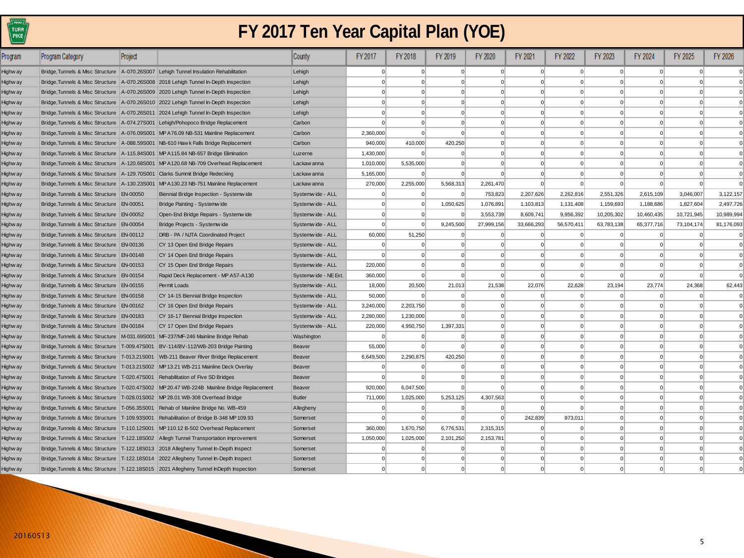# FY 2017 Ten Year Capital Plan (YOE)

| Program | Program Category | Project | | County | FY 2017 | FY 2018 | FY 2019 | FY 2020 | FY 2021 | FY 2022 | FY 2023 | FY 2024 | FY 2025 | FY 2026 |
|---|---|---|---|---|---|---|---|---|---|---|---|---|---|---|
| Highway | Bridge,Tunnels & Misc Structure | A-070.26S007 | Lehigh Tunnel Insulation Rehabilitation | Lehigh | 0 | 0 | 0 | 0 | 0 | 0 | 0 | 0 | 0 | 0 |
| Highway | Bridge,Tunnels & Misc Structure | A-070.26S008 | 2018 Lehigh Tunnel In-Depth Inspection | Lehigh | 0 | 0 | 0 | 0 | 0 | 0 | 0 | 0 | 0 | 0 |
| Highway | Bridge,Tunnels & Misc Structure | A-070.26S009 | 2020 Lehigh Tunnel In-Depth Inspection | Lehigh | 0 | 0 | 0 | 0 | 0 | 0 | 0 | 0 | 0 | 0 |
| Highway | Bridge,Tunnels & Misc Structure | A-070.26S010 | 2022 Lehigh Tunnel In-Depth Inspection | Lehigh | 0 | 0 | 0 | 0 | 0 | 0 | 0 | 0 | 0 | 0 |
| Highway | Bridge,Tunnels & Misc Structure | A-070.26S011 | 2024 Lehigh Tunnel In-Depth Inspection | Lehigh | 0 | 0 | 0 | 0 | 0 | 0 | 0 | 0 | 0 | 0 |
| Highway | Bridge,Tunnels & Misc Structure | A-074.27S001 | Lehigh/Pohopoco Bridge Replacement | Carbon | 0 | 0 | 0 | 0 | 0 | 0 | 0 | 0 | 0 | 0 |
| Highway | Bridge,Tunnels & Misc Structure | A-076.09S001 | MP A76.09 NB-531 Mainline Replacement | Carbon | 2,360,000 | 0 | 0 | 0 | 0 | 0 | 0 | 0 | 0 | 0 |
| Highway | Bridge,Tunnels & Misc Structure | A-088.59S001 | NB-610 Hawk Falls Bridge Replacement | Carbon | 940,000 | 410,000 | 420,250 | 0 | 0 | 0 | 0 | 0 | 0 | 0 |
| Highway | Bridge,Tunnels & Misc Structure | A-115.84S001 | MP A115.84 NB-657 Bridge Elimination | Luzerne | 1,430,000 | 0 | 0 | 0 | 0 | 0 | 0 | 0 | 0 | 0 |
| Highway | Bridge,Tunnels & Misc Structure | A-120.68S001 | MP A120.68 NB-709 Overhead Replacement | Lackawanna | 1,010,000 | 5,535,000 | 0 | 0 | 0 | 0 | 0 | 0 | 0 | 0 |
| Highway | Bridge,Tunnels & Misc Structure | A-129.70S001 | Clarks Summit Bridge Redecking | Lackawanna | 5,165,000 | 0 | 0 | 0 | 0 | 0 | 0 | 0 | 0 | 0 |
| Highway | Bridge,Tunnels & Misc Structure | A-130.23S001 | MP A130.23 NB-751 Mainline Replacement | Lackawanna | 270,000 | 2,255,000 | 5,568,313 | 2,261,470 | 0 | 0 | 0 | 0 | 0 | 0 |
| Highway | Bridge,Tunnels & Misc Structure | EN-00050 | Biennial Bridge Inspection - Systemwide | Systemwide - ALL | 0 | 0 | 0 | 753,823 | 2,207,626 | 2,262,816 | 2,551,326 | 2,615,109 | 3,046,007 | 3,122,157 |
| Highway | Bridge,Tunnels & Misc Structure | EN-00051 | Bridge Painting - Systemwide | Systemwide - ALL | 0 | 0 | 1,050,625 | 1,076,891 | 1,103,813 | 1,131,408 | 1,159,693 | 1,188,686 | 1,827,604 | 2,497,726 |
| Highway | Bridge,Tunnels & Misc Structure | EN-00052 | Open-End Bridge Repairs - Systemwide | Systemwide - ALL | 0 | 0 | 0 | 3,553,739 | 8,609,741 | 9,956,392 | 10,205,302 | 10,460,435 | 10,721,945 | 10,989,994 |
| Highway | Bridge,Tunnels & Misc Structure | EN-00054 | Bridge Projects - Systemwide | Systemwide - ALL | 0 | 0 | 9,245,500 | 27,999,156 | 33,666,293 | 56,570,411 | 63,783,138 | 65,377,716 | 73,104,174 | 81,176,093 |
| Highway | Bridge,Tunnels & Misc Structure | EN-00112 | DRB - PA / NJTA Coordinated Project | Systemwide - ALL | 60,000 | 51,250 | 0 | 0 | 0 | 0 | 0 | 0 | 0 | 0 |
| Highway | Bridge,Tunnels & Misc Structure | EN-00136 | CY 13 Open End Bridge Repairs | Systemwide - ALL | 0 | 0 | 0 | 0 | 0 | 0 | 0 | 0 | 0 | 0 |
| Highway | Bridge,Tunnels & Misc Structure | EN-00148 | CY 14 Open End Bridge Repairs | Systemwide - ALL | 0 | 0 | 0 | 0 | 0 | 0 | 0 | 0 | 0 | 0 |
| Highway | Bridge,Tunnels & Misc Structure | EN-00153 | CY 15 Open End Bridge Repairs | Systemwide - ALL | 220,000 | 0 | 0 | 0 | 0 | 0 | 0 | 0 | 0 | 0 |
| Highway | Bridge,Tunnels & Misc Structure | EN-00154 | Rapid Deck Replacement - MP A57-A130 | Systemwide - NE Ext. | 360,000 | 0 | 0 | 0 | 0 | 0 | 0 | 0 | 0 | 0 |
| Highway | Bridge,Tunnels & Misc Structure | EN-00155 | Permit Loads | Systemwide - ALL | 18,000 | 20,500 | 21,013 | 21,538 | 22,076 | 22,628 | 23,194 | 23,774 | 24,368 | 62,443 |
| Highway | Bridge,Tunnels & Misc Structure | EN-00158 | CY 14-15 Biennial Bridge Inspection | Systemwide - ALL | 50,000 | 0 | 0 | 0 | 0 | 0 | 0 | 0 | 0 | 0 |
| Highway | Bridge,Tunnels & Misc Structure | EN-00162 | CY 16 Open End Bridge Repairs | Systemwide - ALL | 3,240,000 | 2,203,750 | 0 | 0 | 0 | 0 | 0 | 0 | 0 | 0 |
| Highway | Bridge,Tunnels & Misc Structure | EN-00183 | CY 16-17 Biennial Bridge Inspection | Systemwide - ALL | 2,280,000 | 1,230,000 | 0 | 0 | 0 | 0 | 0 | 0 | 0 | 0 |
| Highway | Bridge,Tunnels & Misc Structure | EN-00184 | CY 17 Open End Bridge Repairs | Systemwide - ALL | 220,000 | 4,950,750 | 1,397,331 | 0 | 0 | 0 | 0 | 0 | 0 | 0 |
| Highway | Bridge,Tunnels & Misc Structure | M-031.69S001 | MF-237/MF-246 Mainline Bridge Rehab | Washington | 0 | 0 | 0 | 0 | 0 | 0 | 0 | 0 | 0 | 0 |
| Highway | Bridge,Tunnels & Misc Structure | T-009.47S001 | BV-114/BV-112/WB-203 Bridge Painting | Beaver | 55,000 | 0 | 0 | 0 | 0 | 0 | 0 | 0 | 0 | 0 |
| Highway | Bridge,Tunnels & Misc Structure | T-013.21S001 | WB-211 Beaver River Bridge Replacement | Beaver | 6,649,500 | 2,290,875 | 420,250 | 0 | 0 | 0 | 0 | 0 | 0 | 0 |
| Highway | Bridge,Tunnels & Misc Structure | T-013.21S002 | MP 13.21 WB-211 Mainline Deck Overlay | Beaver | 0 | 0 | 0 | 0 | 0 | 0 | 0 | 0 | 0 | 0 |
| Highway | Bridge,Tunnels & Misc Structure | T-020.47S001 | Rehabilitation of Five SD Bridges | Beaver | 0 | 0 | 0 | 0 | 0 | 0 | 0 | 0 | 0 | 0 |
| Highway | Bridge,Tunnels & Misc Structure | T-020.47S002 | MP 20.47 WB-224B Mainline Bridge Replacement | Beaver | 920,000 | 6,047,500 | 0 | 0 | 0 | 0 | 0 | 0 | 0 | 0 |
| Highway | Bridge,Tunnels & Misc Structure | T-028.01S002 | MP 28.01 WB-308 Overhead Bridge | Butler | 711,000 | 1,025,000 | 5,253,125 | 4,307,563 | 0 | 0 | 0 | 0 | 0 | 0 |
| Highway | Bridge,Tunnels & Misc Structure | T-056.35S001 | Rehab of Mainline Bridge No. WB-459 | Allegheny | 0 | 0 | 0 | 0 | 0 | 0 | 0 | 0 | 0 | 0 |
| Highway | Bridge,Tunnels & Misc Structure | T-109.93S001 | Rehabilitation of Bridge B-348 MP 109.93 | Somerset | 0 | 0 | 0 | 0 | 242,839 | 973,011 | 0 | 0 | 0 | 0 |
| Highway | Bridge,Tunnels & Misc Structure | T-110.12S001 | MP 110.12 B-502 Overhead Replacement | Somerset | 360,000 | 1,670,750 | 6,776,531 | 2,315,315 | 0 | 0 | 0 | 0 | 0 | 0 |
| Highway | Bridge,Tunnels & Misc Structure | T-122.18S002 | Allegh Tunnel Transportation Improvement | Somerset | 1,050,000 | 1,025,000 | 2,101,250 | 2,153,781 | 0 | 0 | 0 | 0 | 0 | 0 |
| Highway | Bridge,Tunnels & Misc Structure | T-122.18S013 | 2018 Allegheny Tunnel In-Depth Inspect | Somerset | 0 | 0 | 0 | 0 | 0 | 0 | 0 | 0 | 0 | 0 |
| Highway | Bridge,Tunnels & Misc Structure | T-122.18S014 | 2022 Allegheny Tunnel In-Depth Inspect | Somerset | 0 | 0 | 0 | 0 | 0 | 0 | 0 | 0 | 0 | 0 |
| Highway | Bridge,Tunnels & Misc Structure | T-122.18S015 | 2021 Allegheny Tunnel InDepth Inspection | Somerset | 0 | 0 | 0 | 0 | 0 | 0 | 0 | 0 | 0 | 0 |

20160513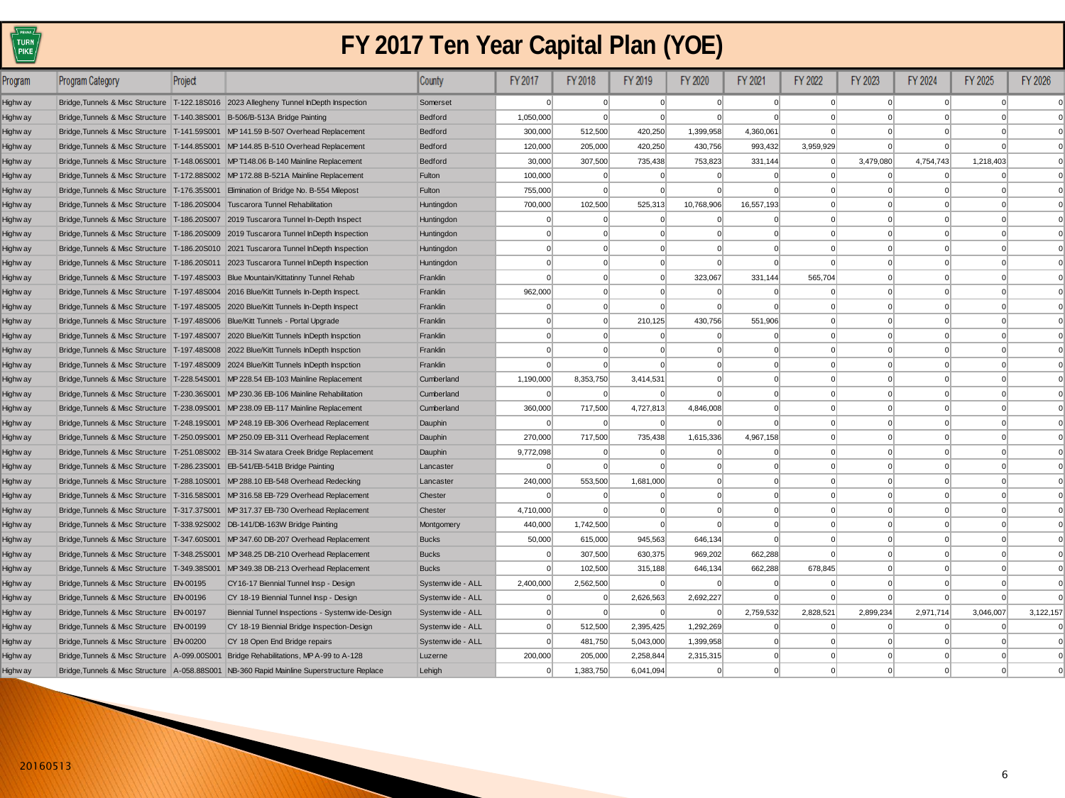# FY 2017 Ten Year Capital Plan (YOE)

| Program | Program Category | Project | | County | FY 2017 | FY 2018 | FY 2019 | FY 2020 | FY 2021 | FY 2022 | FY 2023 | FY 2024 | FY 2025 | FY 2026 |
|---|---|---|---|---|---|---|---|---|---|---|---|---|---|---|
| Highway | Bridge,Tunnels & Misc Structure | T-122.18S016 | 2023 Allegheny Tunnel InDepth Inspection | Somerset | 0 | 0 | 0 | 0 | 0 | 0 | 0 | 0 | 0 | 0 |
| Highway | Bridge,Tunnels & Misc Structure | T-140.38S001 | B-506/B-513A Bridge Painting | Bedford | 1,050,000 | 0 | 0 | 0 | 0 | 0 | 0 | 0 | 0 | 0 |
| Highway | Bridge,Tunnels & Misc Structure | T-141.59S001 | MP 141.59 B-507 Overhead Replacement | Bedford | 300,000 | 512,500 | 420,250 | 1,399,958 | 4,360,061 | 0 | 0 | 0 | 0 | 0 |
| Highway | Bridge,Tunnels & Misc Structure | T-144.85S001 | MP 144.85 B-510 Overhead Replacement | Bedford | 120,000 | 205,000 | 420,250 | 430,756 | 993,432 | 3,959,929 | 0 | 0 | 0 | 0 |
| Highway | Bridge,Tunnels & Misc Structure | T-148.06S001 | MP T148.06 B-140 Mainline Replacement | Bedford | 30,000 | 307,500 | 735,438 | 753,823 | 331,144 | 0 | 3,479,080 | 4,754,743 | 1,218,403 | 0 |
| Highway | Bridge,Tunnels & Misc Structure | T-172.88S002 | MP 172.88 B-521A Mainline Replacement | Fulton | 100,000 | 0 | 0 | 0 | 0 | 0 | 0 | 0 | 0 | 0 |
| Highway | Bridge,Tunnels & Misc Structure | T-176.35S001 | Elimination of Bridge No. B-554 Milepost | Fulton | 755,000 | 0 | 0 | 0 | 0 | 0 | 0 | 0 | 0 | 0 |
| Highway | Bridge,Tunnels & Misc Structure | T-186.20S004 | Tuscarora Tunnel Rehabilitation | Huntingdon | 700,000 | 102,500 | 525,313 | 10,768,906 | 16,557,193 | 0 | 0 | 0 | 0 | 0 |
| Highway | Bridge,Tunnels & Misc Structure | T-186.20S007 | 2019 Tuscarora Tunnel In-Depth Inspect | Huntingdon | 0 | 0 | 0 | 0 | 0 | 0 | 0 | 0 | 0 | 0 |
| Highway | Bridge,Tunnels & Misc Structure | T-186.20S009 | 2019 Tuscarora Tunnel InDepth Inspection | Huntingdon | 0 | 0 | 0 | 0 | 0 | 0 | 0 | 0 | 0 | 0 |
| Highway | Bridge,Tunnels & Misc Structure | T-186.20S010 | 2021 Tuscarora Tunnel InDepth Inspection | Huntingdon | 0 | 0 | 0 | 0 | 0 | 0 | 0 | 0 | 0 | 0 |
| Highway | Bridge,Tunnels & Misc Structure | T-186.20S011 | 2023 Tuscarora Tunnel InDepth Inspection | Huntingdon | 0 | 0 | 0 | 0 | 0 | 0 | 0 | 0 | 0 | 0 |
| Highway | Bridge,Tunnels & Misc Structure | T-197.48S003 | Blue Mountain/Kittatinny Tunnel Rehab | Franklin | 0 | 0 | 0 | 323,067 | 331,144 | 565,704 | 0 | 0 | 0 | 0 |
| Highway | Bridge,Tunnels & Misc Structure | T-197.48S004 | 2016 Blue/Kitt Tunnels In-Depth Inspect. | Franklin | 962,000 | 0 | 0 | 0 | 0 | 0 | 0 | 0 | 0 | 0 |
| Highway | Bridge,Tunnels & Misc Structure | T-197.48S005 | 2020 Blue/Kitt Tunnels In-Depth Inspect | Franklin | 0 | 0 | 0 | 0 | 0 | 0 | 0 | 0 | 0 | 0 |
| Highway | Bridge,Tunnels & Misc Structure | T-197.48S006 | Blue/Kitt Tunnels - Portal Upgrade | Franklin | 0 | 0 | 210,125 | 430,756 | 551,906 | 0 | 0 | 0 | 0 | 0 |
| Highway | Bridge,Tunnels & Misc Structure | T-197.48S007 | 2020 Blue/Kitt Tunnels InDepth Inspction | Franklin | 0 | 0 | 0 | 0 | 0 | 0 | 0 | 0 | 0 | 0 |
| Highway | Bridge,Tunnels & Misc Structure | T-197.48S008 | 2022 Blue/Kitt Tunnels InDepth Inspction | Franklin | 0 | 0 | 0 | 0 | 0 | 0 | 0 | 0 | 0 | 0 |
| Highway | Bridge,Tunnels & Misc Structure | T-197.48S009 | 2024 Blue/Kitt Tunnels InDepth Inspction | Franklin | 0 | 0 | 0 | 0 | 0 | 0 | 0 | 0 | 0 | 0 |
| Highway | Bridge,Tunnels & Misc Structure | T-228.54S001 | MP 228.54 EB-103 Mainline Replacement | Cumberland | 1,190,000 | 8,353,750 | 3,414,531 | 0 | 0 | 0 | 0 | 0 | 0 | 0 |
| Highway | Bridge,Tunnels & Misc Structure | T-230.36S001 | MP 230.36 EB-106 Mainline Rehabilitation | Cumberland | 0 | 0 | 0 | 0 | 0 | 0 | 0 | 0 | 0 | 0 |
| Highway | Bridge,Tunnels & Misc Structure | T-238.09S001 | MP 238.09 EB-117 Mainline Replacement | Cumberland | 360,000 | 717,500 | 4,727,813 | 4,846,008 | 0 | 0 | 0 | 0 | 0 | 0 |
| Highway | Bridge,Tunnels & Misc Structure | T-248.19S001 | MP 248.19 EB-306 Overhead Replacement | Dauphin | 0 | 0 | 0 | 0 | 0 | 0 | 0 | 0 | 0 | 0 |
| Highway | Bridge,Tunnels & Misc Structure | T-250.09S001 | MP 250.09 EB-311 Overhead Replacement | Dauphin | 270,000 | 717,500 | 735,438 | 1,615,336 | 4,967,158 | 0 | 0 | 0 | 0 | 0 |
| Highway | Bridge,Tunnels & Misc Structure | T-251.08S002 | EB-314 Swatara Creek Bridge Replacement | Dauphin | 9,772,098 | 0 | 0 | 0 | 0 | 0 | 0 | 0 | 0 | 0 |
| Highway | Bridge,Tunnels & Misc Structure | T-286.23S001 | EB-541/EB-541B Bridge Painting | Lancaster | 0 | 0 | 0 | 0 | 0 | 0 | 0 | 0 | 0 | 0 |
| Highway | Bridge,Tunnels & Misc Structure | T-288.10S001 | MP 288.10 EB-548 Overhead Redecking | Lancaster | 240,000 | 553,500 | 1,681,000 | 0 | 0 | 0 | 0 | 0 | 0 | 0 |
| Highway | Bridge,Tunnels & Misc Structure | T-316.58S001 | MP 316.58 EB-729 Overhead Replacement | Chester | 0 | 0 | 0 | 0 | 0 | 0 | 0 | 0 | 0 | 0 |
| Highway | Bridge,Tunnels & Misc Structure | T-317.37S001 | MP 317.37 EB-730 Overhead Replacement | Chester | 4,710,000 | 0 | 0 | 0 | 0 | 0 | 0 | 0 | 0 | 0 |
| Highway | Bridge,Tunnels & Misc Structure | T-338.92S002 | DB-141/DB-163W Bridge Painting | Montgomery | 440,000 | 1,742,500 | 0 | 0 | 0 | 0 | 0 | 0 | 0 | 0 |
| Highway | Bridge,Tunnels & Misc Structure | T-347.60S001 | MP 347.60 DB-207 Overhead Replacement | Bucks | 50,000 | 615,000 | 945,563 | 646,134 | 0 | 0 | 0 | 0 | 0 | 0 |
| Highway | Bridge,Tunnels & Misc Structure | T-348.25S001 | MP 348.25 DB-210 Overhead Replacement | Bucks | 0 | 307,500 | 630,375 | 969,202 | 662,288 | 0 | 0 | 0 | 0 | 0 |
| Highway | Bridge,Tunnels & Misc Structure | T-349.38S001 | MP 349.38 DB-213 Overhead Replacement | Bucks | 0 | 102,500 | 315,188 | 646,134 | 662,288 | 678,845 | 0 | 0 | 0 | 0 |
| Highway | Bridge,Tunnels & Misc Structure | EN-00195 | CY16-17 Biennial Tunnel Insp - Design | Systemwide - ALL | 2,400,000 | 2,562,500 | 0 | 0 | 0 | 0 | 0 | 0 | 0 | 0 |
| Highway | Bridge,Tunnels & Misc Structure | EN-00196 | CY 18-19 Biennial Tunnel Insp - Design | Systemwide - ALL | 0 | 0 | 2,626,563 | 2,692,227 | 0 | 0 | 0 | 0 | 0 | 0 |
| Highway | Bridge,Tunnels & Misc Structure | EN-00197 | Biennial Tunnel Inspections - Systemwide-Design | Systemwide - ALL | 0 | 0 | 0 | 0 | 2,759,532 | 2,828,521 | 2,899,234 | 2,971,714 | 3,046,007 | 3,122,157 |
| Highway | Bridge,Tunnels & Misc Structure | EN-00199 | CY 18-19 Biennial Bridge Inspection-Design | Systemwide - ALL | 0 | 512,500 | 2,395,425 | 1,292,269 | 0 | 0 | 0 | 0 | 0 | 0 |
| Highway | Bridge,Tunnels & Misc Structure | EN-00200 | CY 18 Open End Bridge repairs | Systemwide - ALL | 0 | 481,750 | 5,043,000 | 1,399,958 | 0 | 0 | 0 | 0 | 0 | 0 |
| Highway | Bridge,Tunnels & Misc Structure | A-099.00S001 | Bridge Rehabilitations, MP A-99 to A-128 | Luzerne | 200,000 | 205,000 | 2,258,844 | 2,315,315 | 0 | 0 | 0 | 0 | 0 | 0 |
| Highway | Bridge,Tunnels & Misc Structure | A-058.88S001 | NB-360 Rapid Mainline Superstructure Replace | Lehigh | 0 | 1,383,750 | 6,041,094 | 0 | 0 | 0 | 0 | 0 | 0 | 0 |

20160513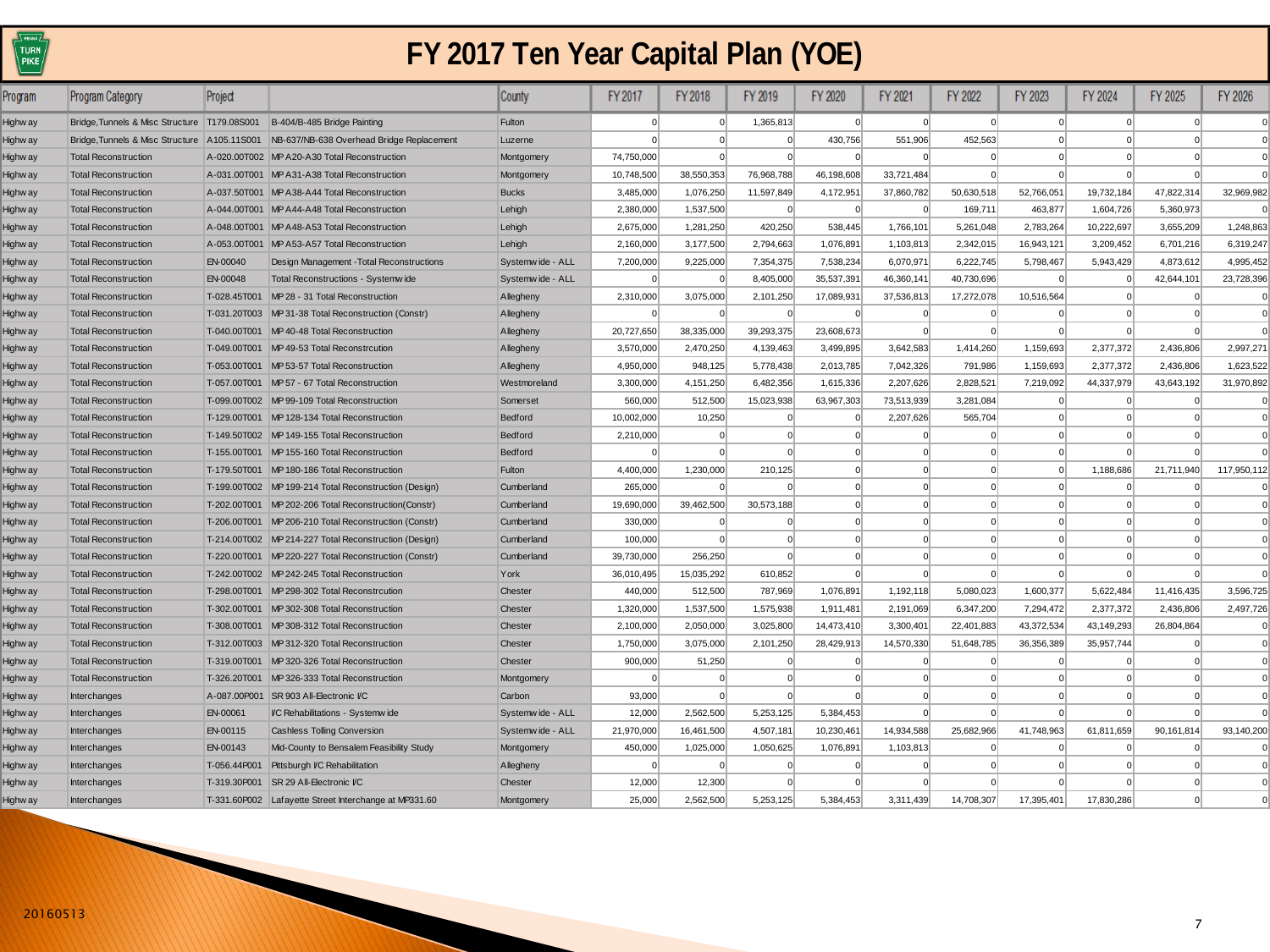# FY 2017 Ten Year Capital Plan (YOE)

| Program | Program Category | Project | | County | FY 2017 | FY 2018 | FY 2019 | FY 2020 | FY 2021 | FY 2022 | FY 2023 | FY 2024 | FY 2025 | FY 2026 |
|---|---|---|---|---|---|---|---|---|---|---|---|---|---|---|
| Highway | Bridge,Tunnels & Misc Structure | T179.08S001 | B-404/B-485 Bridge Painting | Fulton | 0 | 0 | 1,365,813 | 0 | 0 | 0 | 0 | 0 | 0 | 0 |
| Highway | Bridge,Tunnels & Misc Structure | A105.11S001 | NB-637/NB-638 Overhead Bridge Replacement | Luzerne | 0 | 0 | 0 | 430,756 | 551,906 | 452,563 | 0 | 0 | 0 | 0 |
| Highway | Total Reconstruction | A-020.00T002 | MP A20-A30 Total Reconstruction | Montgomery | 74,750,000 | 0 | 0 | 0 | 0 | 0 | 0 | 0 | 0 | 0 |
| Highway | Total Reconstruction | A-031.00T001 | MP A31-A38 Total Reconstruction | Montgomery | 10,748,500 | 38,550,353 | 76,968,788 | 46,198,608 | 33,721,484 | 0 | 0 | 0 | 0 | 0 |
| Highway | Total Reconstruction | A-037.50T001 | MP A38-A44 Total Reconstruction | Bucks | 3,485,000 | 1,076,250 | 11,597,849 | 4,172,951 | 37,860,782 | 50,630,518 | 52,766,051 | 19,732,184 | 47,822,314 | 32,969,982 |
| Highway | Total Reconstruction | A-044.00T001 | MP A44-A48 Total Reconstruction | Lehigh | 2,380,000 | 1,537,500 | 0 | 0 | 0 | 169,711 | 463,877 | 1,604,726 | 5,360,973 | 0 |
| Highway | Total Reconstruction | A-048.00T001 | MP A48-A53 Total Reconstruction | Lehigh | 2,675,000 | 1,281,250 | 420,250 | 538,445 | 1,766,101 | 5,261,048 | 2,783,264 | 10,222,697 | 3,655,209 | 1,248,863 |
| Highway | Total Reconstruction | A-053.00T001 | MP A53-A57 Total Reconstruction | Lehigh | 2,160,000 | 3,177,500 | 2,794,663 | 1,076,891 | 1,103,813 | 2,342,015 | 16,943,121 | 3,209,452 | 6,701,216 | 6,319,247 |
| Highway | Total Reconstruction | EN-00040 | Design Management -Total Reconstructions | Systemwide - ALL | 7,200,000 | 9,225,000 | 7,354,375 | 7,538,234 | 6,070,971 | 6,222,745 | 5,798,467 | 5,943,429 | 4,873,612 | 4,995,452 |
| Highway | Total Reconstruction | EN-00048 | Total Reconstructions - Systemwide | Systemwide - ALL | 0 | 0 | 8,405,000 | 35,537,391 | 46,360,141 | 40,730,696 | 0 | 0 | 42,644,101 | 23,728,396 |
| Highway | Total Reconstruction | T-028.45T001 | MP 28 - 31 Total Reconstruction | Allegheny | 2,310,000 | 3,075,000 | 2,101,250 | 17,089,931 | 37,536,813 | 17,272,078 | 10,516,564 | 0 | 0 | 0 |
| Highway | Total Reconstruction | T-031.20T003 | MP 31-38 Total Reconstruction (Constr) | Allegheny | 0 | 0 | 0 | 0 | 0 | 0 | 0 | 0 | 0 | 0 |
| Highway | Total Reconstruction | T-040.00T001 | MP 40-48 Total Reconstruction | Allegheny | 20,727,650 | 38,335,000 | 39,293,375 | 23,608,673 | 0 | 0 | 0 | 0 | 0 | 0 |
| Highway | Total Reconstruction | T-049.00T001 | MP 49-53 Total Reconstrcution | Allegheny | 3,570,000 | 2,470,250 | 4,139,463 | 3,499,895 | 3,642,583 | 1,414,260 | 1,159,693 | 2,377,372 | 2,436,806 | 2,997,271 |
| Highway | Total Reconstruction | T-053.00T001 | MP 53-57 Total Reconstruction | Allegheny | 4,950,000 | 948,125 | 5,778,438 | 2,013,785 | 7,042,326 | 791,986 | 1,159,693 | 2,377,372 | 2,436,806 | 1,623,522 |
| Highway | Total Reconstruction | T-057.00T001 | MP 57 - 67 Total Reconstruction | Westmoreland | 3,300,000 | 4,151,250 | 6,482,356 | 1,615,336 | 2,207,626 | 2,828,521 | 7,219,092 | 44,337,979 | 43,643,192 | 31,970,892 |
| Highway | Total Reconstruction | T-099.00T002 | MP 99-109 Total Reconstruction | Somerset | 560,000 | 512,500 | 15,023,938 | 63,967,303 | 73,513,939 | 3,281,084 | 0 | 0 | 0 | 0 |
| Highway | Total Reconstruction | T-129.00T001 | MP 128-134 Total Reconstruction | Bedford | 10,002,000 | 10,250 | 0 | 0 | 2,207,626 | 565,704 | 0 | 0 | 0 | 0 |
| Highway | Total Reconstruction | T-149.50T002 | MP 149-155 Total Reconstruction | Bedford | 2,210,000 | 0 | 0 | 0 | 0 | 0 | 0 | 0 | 0 | 0 |
| Highway | Total Reconstruction | T-155.00T001 | MP 155-160 Total Reconstruction | Bedford | 0 | 0 | 0 | 0 | 0 | 0 | 0 | 0 | 0 | 0 |
| Highway | Total Reconstruction | T-179.50T001 | MP 180-186 Total Reconstruction | Fulton | 4,400,000 | 1,230,000 | 210,125 | 0 | 0 | 0 | 0 | 1,188,686 | 21,711,940 | 117,950,112 |
| Highway | Total Reconstruction | T-199.00T002 | MP 199-214 Total Reconstruction (Design) | Cumberland | 265,000 | 0 | 0 | 0 | 0 | 0 | 0 | 0 | 0 | 0 |
| Highway | Total Reconstruction | T-202.00T001 | MP 202-206 Total Reconstruction(Constr) | Cumberland | 19,690,000 | 39,462,500 | 30,573,188 | 0 | 0 | 0 | 0 | 0 | 0 | 0 |
| Highway | Total Reconstruction | T-206.00T001 | MP 206-210 Total Reconstruction (Constr) | Cumberland | 330,000 | 0 | 0 | 0 | 0 | 0 | 0 | 0 | 0 | 0 |
| Highway | Total Reconstruction | T-214.00T002 | MP 214-227 Total Reconstruction (Design) | Cumberland | 100,000 | 0 | 0 | 0 | 0 | 0 | 0 | 0 | 0 | 0 |
| Highway | Total Reconstruction | T-220.00T001 | MP 220-227 Total Reconstruction (Constr) | Cumberland | 39,730,000 | 256,250 | 0 | 0 | 0 | 0 | 0 | 0 | 0 | 0 |
| Highway | Total Reconstruction | T-242.00T002 | MP 242-245 Total Reconstruction | York | 36,010,495 | 15,035,292 | 610,852 | 0 | 0 | 0 | 0 | 0 | 0 | 0 |
| Highway | Total Reconstruction | T-298.00T001 | MP 298-302 Total Reconstrcution | Chester | 440,000 | 512,500 | 787,969 | 1,076,891 | 1,192,118 | 5,080,023 | 1,600,377 | 5,622,484 | 11,416,435 | 3,596,725 |
| Highway | Total Reconstruction | T-302.00T001 | MP 302-308 Total Reconstruction | Chester | 1,320,000 | 1,537,500 | 1,575,938 | 1,911,481 | 2,191,069 | 6,347,200 | 7,294,472 | 2,377,372 | 2,436,806 | 2,497,726 |
| Highway | Total Reconstruction | T-308.00T001 | MP 308-312 Total Reconstruction | Chester | 2,100,000 | 2,050,000 | 3,025,800 | 14,473,410 | 3,300,401 | 22,401,883 | 43,372,534 | 43,149,293 | 26,804,864 | 0 |
| Highway | Total Reconstruction | T-312.00T003 | MP 312-320 Total Reconstruction | Chester | 1,750,000 | 3,075,000 | 2,101,250 | 28,429,913 | 14,570,330 | 51,648,785 | 36,356,389 | 35,957,744 | 0 | 0 |
| Highway | Total Reconstruction | T-319.00T001 | MP 320-326 Total Reconstruction | Chester | 900,000 | 51,250 | 0 | 0 | 0 | 0 | 0 | 0 | 0 | 0 |
| Highway | Total Reconstruction | T-326.20T001 | MP 326-333 Total Reconstruction | Montgomery | 0 | 0 | 0 | 0 | 0 | 0 | 0 | 0 | 0 | 0 |
| Highway | Interchanges | A-087.00P001 | SR 903 All-Electronic I/C | Carbon | 93,000 | 0 | 0 | 0 | 0 | 0 | 0 | 0 | 0 | 0 |
| Highway | Interchanges | EN-00061 | I/C Rehabilitations - Systemwide | Systemwide - ALL | 12,000 | 2,562,500 | 5,253,125 | 5,384,453 | 0 | 0 | 0 | 0 | 0 | 0 |
| Highway | Interchanges | EN-00115 | Cashless Tolling Conversion | Systemwide - ALL | 21,970,000 | 16,461,500 | 4,507,181 | 10,230,461 | 14,934,588 | 25,682,966 | 41,748,963 | 61,811,659 | 90,161,814 | 93,140,200 |
| Highway | Interchanges | EN-00143 | Mid-County to Bensalem Feasibility Study | Montgomery | 450,000 | 1,025,000 | 1,050,625 | 1,076,891 | 1,103,813 | 0 | 0 | 0 | 0 | 0 |
| Highway | Interchanges | T-056.44P001 | Pittsburgh I/C Rehabilitation | Allegheny | 0 | 0 | 0 | 0 | 0 | 0 | 0 | 0 | 0 | 0 |
| Highway | Interchanges | T-319.30P001 | SR 29 All-Electronic I/C | Chester | 12,000 | 12,300 | 0 | 0 | 0 | 0 | 0 | 0 | 0 | 0 |
| Highway | Interchanges | T-331.60P002 | Lafayette Street Interchange at MP331.60 | Montgomery | 25,000 | 2,562,500 | 5,253,125 | 5,384,453 | 3,311,439 | 14,708,307 | 17,395,401 | 17,830,286 | 0 | 0 |

20160513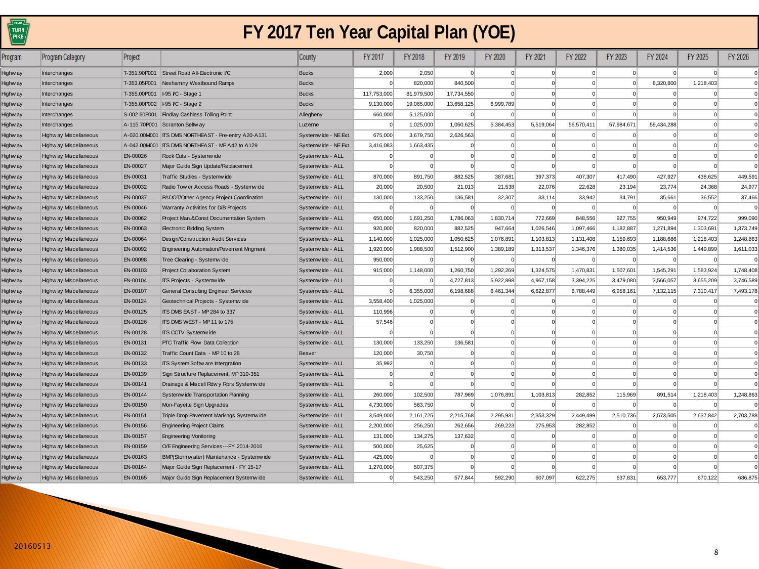# FY 2017 Ten Year Capital Plan (YOE)

| Program | Program Category | Project | | County | FY 2017 | FY 2018 | FY 2019 | FY 2020 | FY 2021 | FY 2022 | FY 2023 | FY 2024 | FY 2025 | FY 2026 |
|---|---|---|---|---|---|---|---|---|---|---|---|---|---|---|
| Highway | Interchanges | T-351.90P001 | Street Road All-Electronic I/C | Bucks | 2,000 | 2,050 | 0 | 0 | 0 | 0 | 0 | 0 | 0 | 0 |
| Highway | Interchanges | T-353.05P001 | Neshaminy Westbound Ramps | Bucks | 0 | 820,000 | 840,500 | 0 | 0 | 0 | 0 | 8,320,800 | 1,218,403 | 0 |
| Highway | Interchanges | T-355.00P001 | I-95 I/C - Stage 1 | Bucks | 117,753,000 | 81,979,500 | 17,734,550 | 0 | 0 | 0 | 0 | 0 | 0 | 0 |
| Highway | Interchanges | T-355.00P002 | I-95 I/C - Stage 2 | Bucks | 9,130,000 | 19,065,000 | 13,658,125 | 6,999,789 | 0 | 0 | 0 | 0 | 0 | 0 |
| Highway | Interchanges | S-002.60P001 | Findlay Cashless Tolling Point | Allegheny | 660,000 | 5,125,000 | 0 | 0 | 0 | 0 | 0 | 0 | 0 | 0 |
| Highway | Interchanges | A-115.70P001 | Scranton Beltway | Luzerne | 0 | 1,025,000 | 1,050,625 | 5,384,453 | 5,519,064 | 56,570,411 | 57,984,671 | 59,434,288 | 0 | 0 |
| Highway | Highway Miscellaneous | A-020.00M001 | ITS DMS NORTHEAST - Pre-entry A20-A131 | Systemwide - NE Ext. | 675,000 | 3,679,750 | 2,626,563 | 0 | 0 | 0 | 0 | 0 | 0 | 0 |
| Highway | Highway Miscellaneous | A-042.00M001 | ITS DMS NORTHEAST - MP A42 to A129 | Systemwide - NE Ext. | 3,416,083 | 1,663,435 | 0 | 0 | 0 | 0 | 0 | 0 | 0 | 0 |
| Highway | Highway Miscellaneous | EN-00026 | Rock Cuts - Systemwide | Systemwide - ALL | 0 | 0 | 0 | 0 | 0 | 0 | 0 | 0 | 0 | 0 |
| Highway | Highway Miscellaneous | EN-00027 | Major Guide Sign Update/Replacement | Systemwide - ALL | 0 | 0 | 0 | 0 | 0 | 0 | 0 | 0 | 0 | 0 |
| Highway | Highway Miscellaneous | EN-00031 | Traffic Studies - Systemwide | Systemwide - ALL | 870,000 | 891,750 | 882,525 | 387,681 | 397,373 | 407,307 | 417,490 | 427,927 | 438,625 | 449,591 |
| Highway | Highway Miscellaneous | EN-00032 | Radio Tower Access Roads - Systemwide | Systemwide - ALL | 20,000 | 20,500 | 21,013 | 21,538 | 22,076 | 22,628 | 23,194 | 23,774 | 24,368 | 24,977 |
| Highway | Highway Miscellaneous | EN-00037 | PADOT/Other Agency Project Coordination | Systemwide - ALL | 130,000 | 133,250 | 136,581 | 32,307 | 33,114 | 33,942 | 34,791 | 35,661 | 36,552 | 37,466 |
| Highway | Highway Miscellaneous | EN-00046 | Warranty Activities for D/B Projects | Systemwide - ALL | 0 | 0 | 0 | 0 | 0 | 0 | 0 | 0 | 0 | 0 |
| Highway | Highway Miscellaneous | EN-00062 | Project Man.&Const Documentation System | Systemwide - ALL | 650,000 | 1,691,250 | 1,786,063 | 1,830,714 | 772,669 | 848,556 | 927,755 | 950,949 | 974,722 | 999,090 |
| Highway | Highway Miscellaneous | EN-00063 | Electronic Bidding System | Systemwide - ALL | 920,000 | 820,000 | 882,525 | 947,664 | 1,026,546 | 1,097,466 | 1,182,887 | 1,271,894 | 1,303,691 | 1,373,749 |
| Highway | Highway Miscellaneous | EN-00064 | Design/Construction Audit Services | Systemwide - ALL | 1,140,000 | 1,025,000 | 1,050,625 | 1,076,891 | 1,103,813 | 1,131,408 | 1,159,693 | 1,188,686 | 1,218,403 | 1,248,863 |
| Highway | Highway Miscellaneous | EN-00092 | Engineering Automation/Pavement Mngment | Systemwide - ALL | 1,920,000 | 1,988,500 | 1,512,900 | 1,389,189 | 1,313,537 | 1,346,376 | 1,380,035 | 1,414,536 | 1,449,899 | 1,611,033 |
| Highway | Highway Miscellaneous | EN-00098 | Tree Clearing - Systemwide | Systemwide - ALL | 950,000 | 0 | 0 | 0 | 0 | 0 | 0 | 0 | 0 | 0 |
| Highway | Highway Miscellaneous | EN-00103 | Project Collaboration System | Systemwide - ALL | 915,000 | 1,148,000 | 1,260,750 | 1,292,269 | 1,324,575 | 1,470,831 | 1,507,601 | 1,545,291 | 1,583,924 | 1,748,408 |
| Highway | Highway Miscellaneous | EN-00104 | ITS Projects - Systemwide | Systemwide - ALL | 0 | 0 | 4,727,813 | 5,922,898 | 4,967,158 | 3,394,225 | 3,479,080 | 3,566,057 | 3,655,209 | 3,746,589 |
| Highway | Highway Miscellaneous | EN-00107 | General Consulting Engineer Services | Systemwide - ALL | 0 | 6,355,000 | 6,198,688 | 6,461,344 | 6,622,877 | 6,788,449 | 6,958,161 | 7,132,115 | 7,310,417 | 7,493,178 |
| Highway | Highway Miscellaneous | EN-00124 | Geotechnical Projects - Systemwide | Systemwide - ALL | 3,558,400 | 1,025,000 | 0 | 0 | 0 | 0 | 0 | 0 | 0 | 0 |
| Highway | Highway Miscellaneous | EN-00125 | ITS DMS EAST - MP 284 to 337 | Systemwide - ALL | 110,996 | 0 | 0 | 0 | 0 | 0 | 0 | 0 | 0 | 0 |
| Highway | Highway Miscellaneous | EN-00126 | ITS DMS WEST - MP 11 to 175 | Systemwide - ALL | 57,546 | 0 | 0 | 0 | 0 | 0 | 0 | 0 | 0 | 0 |
| Highway | Highway Miscellaneous | EN-00128 | ITS CCTV Systemwide | Systemwide - ALL | 0 | 0 | 0 | 0 | 0 | 0 | 0 | 0 | 0 | 0 |
| Highway | Highway Miscellaneous | EN-00131 | PTC Traffic Flow Data Collection | Systemwide - ALL | 130,000 | 133,250 | 136,581 | 0 | 0 | 0 | 0 | 0 | 0 | 0 |
| Highway | Highway Miscellaneous | EN-00132 | Traffic Count Data - MP 10 to 28 | Beaver | 120,000 | 30,750 | 0 | 0 | 0 | 0 | 0 | 0 | 0 | 0 |
| Highway | Highway Miscellaneous | EN-00133 | ITS System Software Intergration | Systemwide - ALL | 35,992 | 0 | 0 | 0 | 0 | 0 | 0 | 0 | 0 | 0 |
| Highway | Highway Miscellaneous | EN-00139 | Sign Structure Replacement, MP 310-351 | Systemwide - ALL | 0 | 0 | 0 | 0 | 0 | 0 | 0 | 0 | 0 | 0 |
| Highway | Highway Miscellaneous | EN-00141 | Drainage & Miscell Rdwy Rprs Systemwide | Systemwide - ALL | 0 | 0 | 0 | 0 | 0 | 0 | 0 | 0 | 0 | 0 |
| Highway | Highway Miscellaneous | EN-00144 | Systemwide Transportation Planning | Systemwide - ALL | 260,000 | 102,500 | 787,969 | 1,076,891 | 1,103,813 | 282,852 | 115,969 | 891,514 | 1,218,403 | 1,248,863 |
| Highway | Highway Miscellaneous | EN-00150 | Mon-Fayette Sign Upgrades | Systemwide - ALL | 4,730,000 | 563,750 | 0 | 0 | 0 | 0 | 0 | 0 | 0 | 0 |
| Highway | Highway Miscellaneous | EN-00151 | Triple Drop Pavement Markings Systemwide | Systemwide - ALL | 3,549,000 | 2,161,725 | 2,215,768 | 2,295,931 | 2,353,329 | 2,449,499 | 2,510,736 | 2,573,505 | 2,637,842 | 2,703,788 |
| Highway | Highway Miscellaneous | EN-00156 | Engineering Project Claims | Systemwide - ALL | 2,200,000 | 256,250 | 262,656 | 269,223 | 275,953 | 282,852 | 0 | 0 | 0 | 0 |
| Highway | Highway Miscellaneous | EN-00157 | Engineering Monitoring | Systemwide - ALL | 131,000 | 134,275 | 137,632 | 0 | 0 | 0 | 0 | 0 | 0 | 0 |
| Highway | Highway Miscellaneous | EN-00159 | O/E Engineering Services---FY 2014-2016 | Systemwide - ALL | 500,000 | 25,625 | 0 | 0 | 0 | 0 | 0 | 0 | 0 | 0 |
| Highway | Highway Miscellaneous | EN-00163 | BMP(Stormwater) Maintenance - Systemwide | Systemwide - ALL | 425,000 | 0 | 0 | 0 | 0 | 0 | 0 | 0 | 0 | 0 |
| Highway | Highway Miscellaneous | EN-00164 | Major Guide Sign Replacement - FY 15-17 | Systemwide - ALL | 1,270,000 | 507,375 | 0 | 0 | 0 | 0 | 0 | 0 | 0 | 0 |
| Highway | Highway Miscellaneous | EN-00165 | Major Guide Sign Replacement Systemwide | Systemwide - ALL | 0 | 543,250 | 577,844 | 592,290 | 607,097 | 622,275 | 637,831 | 653,777 | 670,122 | 686,875 |

20160513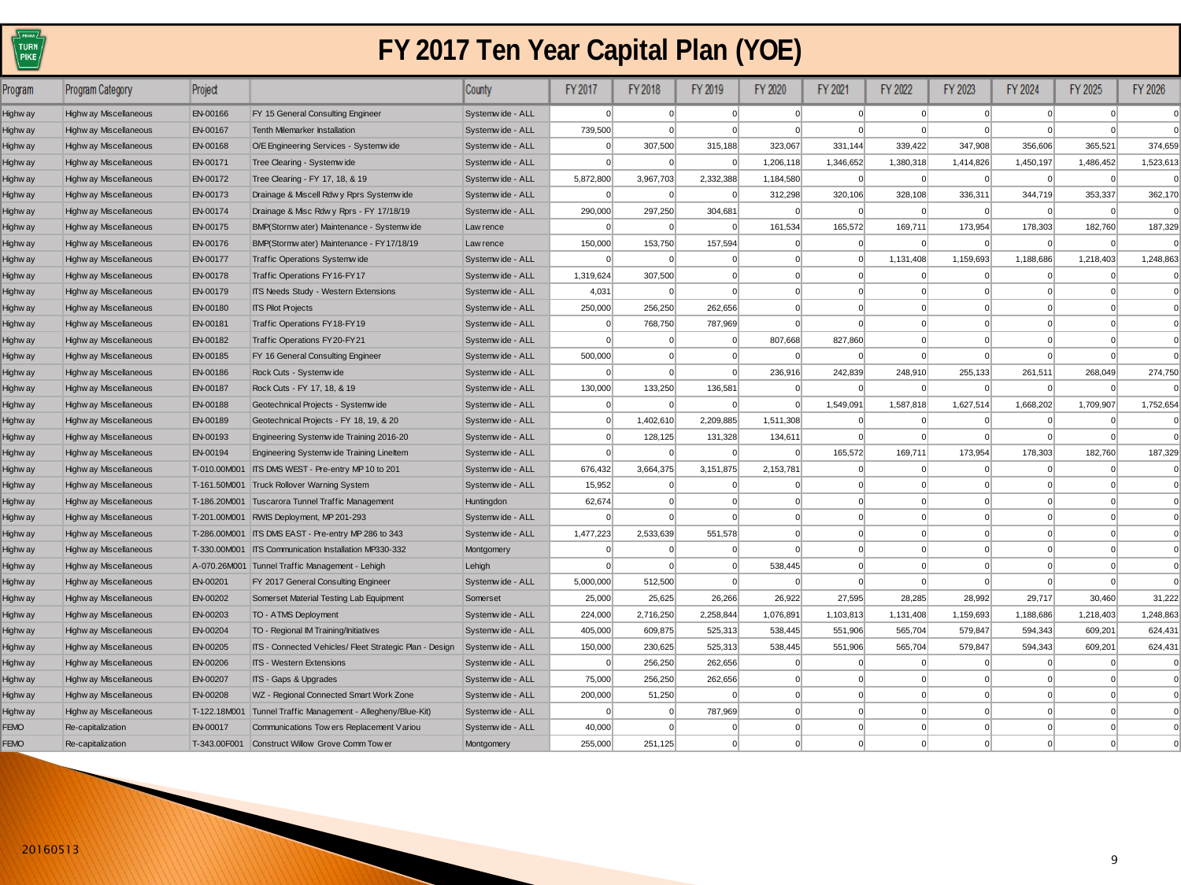# FY 2017 Ten Year Capital Plan (YOE)

| Program | Program Category | Project | | County | FY 2017 | FY 2018 | FY 2019 | FY 2020 | FY 2021 | FY 2022 | FY 2023 | FY 2024 | FY 2025 | FY 2026 |
|---|---|---|---|---|---|---|---|---|---|---|---|---|---|---|
| Highway | Highway Miscellaneous | EN-00166 | FY 15 General Consulting Engineer | Systemwide - ALL | 0 | 0 | 0 | 0 | 0 | 0 | 0 | 0 | 0 | 0 |
| Highway | Highway Miscellaneous | EN-00167 | Tenth Milemarker Installation | Systemwide - ALL | 739,500 | 0 | 0 | 0 | 0 | 0 | 0 | 0 | 0 | 0 |
| Highway | Highway Miscellaneous | EN-00168 | O/E Engineering Services - Systemwide | Systemwide - ALL | 0 | 307,500 | 315,188 | 323,067 | 331,144 | 339,422 | 347,908 | 356,606 | 365,521 | 374,659 |
| Highway | Highway Miscellaneous | EN-00171 | Tree Clearing - Systemwide | Systemwide - ALL | 0 | 0 | 0 | 1,206,118 | 1,346,652 | 1,380,318 | 1,414,826 | 1,450,197 | 1,486,452 | 1,523,613 |
| Highway | Highway Miscellaneous | EN-00172 | Tree Clearing - FY 17, 18, & 19 | Systemwide - ALL | 5,872,800 | 3,967,703 | 2,332,388 | 1,184,580 | 0 | 0 | 0 | 0 | 0 | 0 |
| Highway | Highway Miscellaneous | EN-00173 | Drainage & Miscell Rdwy Rprs Systemwide | Systemwide - ALL | 0 | 0 | 0 | 312,298 | 320,106 | 328,108 | 336,311 | 344,719 | 353,337 | 362,170 |
| Highway | Highway Miscellaneous | EN-00174 | Drainage & Misc Rdwy Rprs - FY 17/18/19 | Systemwide - ALL | 290,000 | 297,250 | 304,681 | 0 | 0 | 0 | 0 | 0 | 0 | 0 |
| Highway | Highway Miscellaneous | EN-00175 | BMP(Stormwater) Maintenance - Systemwide | Lawrence | 0 | 0 | 0 | 161,534 | 165,572 | 169,711 | 173,954 | 178,303 | 182,760 | 187,329 |
| Highway | Highway Miscellaneous | EN-00176 | BMP(Stormwater) Maintenance - FY17/18/19 | Lawrence | 150,000 | 153,750 | 157,594 | 0 | 0 | 0 | 0 | 0 | 0 | 0 |
| Highway | Highway Miscellaneous | EN-00177 | Traffic Operations Systemwide | Systemwide - ALL | 0 | 0 | 0 | 0 | 0 | 1,131,408 | 1,159,693 | 1,188,686 | 1,218,403 | 1,248,863 |
| Highway | Highway Miscellaneous | EN-00178 | Traffic Operations FY16-FY17 | Systemwide - ALL | 1,319,624 | 307,500 | 0 | 0 | 0 | 0 | 0 | 0 | 0 | 0 |
| Highway | Highway Miscellaneous | EN-00179 | ITS Needs Study - Western Extensions | Systemwide - ALL | 4,031 | 0 | 0 | 0 | 0 | 0 | 0 | 0 | 0 | 0 |
| Highway | Highway Miscellaneous | EN-00180 | ITS Pilot Projects | Systemwide - ALL | 250,000 | 256,250 | 262,656 | 0 | 0 | 0 | 0 | 0 | 0 | 0 |
| Highway | Highway Miscellaneous | EN-00181 | Traffic Operations FY18-FY19 | Systemwide - ALL | 0 | 768,750 | 787,969 | 0 | 0 | 0 | 0 | 0 | 0 | 0 |
| Highway | Highway Miscellaneous | EN-00182 | Traffic Operations FY20-FY21 | Systemwide - ALL | 0 | 0 | 0 | 807,668 | 827,860 | 0 | 0 | 0 | 0 | 0 |
| Highway | Highway Miscellaneous | EN-00185 | FY 16 General Consulting Engineer | Systemwide - ALL | 500,000 | 0 | 0 | 0 | 0 | 0 | 0 | 0 | 0 | 0 |
| Highway | Highway Miscellaneous | EN-00186 | Rock Cuts - Systemwide | Systemwide - ALL | 0 | 0 | 0 | 236,916 | 242,839 | 248,910 | 255,133 | 261,511 | 268,049 | 274,750 |
| Highway | Highway Miscellaneous | EN-00187 | Rock Cuts - FY 17, 18, & 19 | Systemwide - ALL | 130,000 | 133,250 | 136,581 | 0 | 0 | 0 | 0 | 0 | 0 | 0 |
| Highway | Highway Miscellaneous | EN-00188 | Geotechnical Projects - Systemwide | Systemwide - ALL | 0 | 0 | 0 | 0 | 1,549,091 | 1,587,818 | 1,627,514 | 1,668,202 | 1,709,907 | 1,752,654 |
| Highway | Highway Miscellaneous | EN-00189 | Geotechnical Projects - FY 18, 19, & 20 | Systemwide - ALL | 0 | 1,402,610 | 2,209,885 | 1,511,308 | 0 | 0 | 0 | 0 | 0 | 0 |
| Highway | Highway Miscellaneous | EN-00193 | Engineering Systemwide Training 2016-20 | Systemwide - ALL | 0 | 128,125 | 131,328 | 134,611 | 0 | 0 | 0 | 0 | 0 | 0 |
| Highway | Highway Miscellaneous | EN-00194 | Engineering Systemwide Training LineItem | Systemwide - ALL | 0 | 0 | 0 | 0 | 165,572 | 169,711 | 173,954 | 178,303 | 182,760 | 187,329 |
| Highway | Highway Miscellaneous | T-010.00M001 | ITS DMS WEST - Pre-entry MP 10 to 201 | Systemwide - ALL | 676,432 | 3,664,375 | 3,151,875 | 2,153,781 | 0 | 0 | 0 | 0 | 0 | 0 |
| Highway | Highway Miscellaneous | T-161.50M001 | Truck Rollover Warning System | Systemwide - ALL | 15,952 | 0 | 0 | 0 | 0 | 0 | 0 | 0 | 0 | 0 |
| Highway | Highway Miscellaneous | T-186.20M001 | Tuscarora Tunnel Traffic Management | Huntingdon | 62,674 | 0 | 0 | 0 | 0 | 0 | 0 | 0 | 0 | 0 |
| Highway | Highway Miscellaneous | T-201.00M001 | RWIS Deployment, MP 201-293 | Systemwide - ALL | 0 | 0 | 0 | 0 | 0 | 0 | 0 | 0 | 0 | 0 |
| Highway | Highway Miscellaneous | T-286.00M001 | ITS DMS EAST - Pre-entry MP 286 to 343 | Systemwide - ALL | 1,477,223 | 2,533,639 | 551,578 | 0 | 0 | 0 | 0 | 0 | 0 | 0 |
| Highway | Highway Miscellaneous | T-330.00M001 | ITS Communication Installation MP330-332 | Montgomery | 0 | 0 | 0 | 0 | 0 | 0 | 0 | 0 | 0 | 0 |
| Highway | Highway Miscellaneous | A-070.26M001 | Tunnel Traffic Management - Lehigh | Lehigh | 0 | 0 | 0 | 538,445 | 0 | 0 | 0 | 0 | 0 | 0 |
| Highway | Highway Miscellaneous | EN-00201 | FY 2017 General Consulting Engineer | Systemwide - ALL | 5,000,000 | 512,500 | 0 | 0 | 0 | 0 | 0 | 0 | 0 | 0 |
| Highway | Highway Miscellaneous | EN-00202 | Somerset Material Testing Lab Equipment | Somerset | 25,000 | 25,625 | 26,266 | 26,922 | 27,595 | 28,285 | 28,992 | 29,717 | 30,460 | 31,222 |
| Highway | Highway Miscellaneous | EN-00203 | TO - ATMS Deployment | Systemwide - ALL | 224,000 | 2,716,250 | 2,258,844 | 1,076,891 | 1,103,813 | 1,131,408 | 1,159,693 | 1,188,686 | 1,218,403 | 1,248,863 |
| Highway | Highway Miscellaneous | EN-00204 | TO - Regional IM Training/Initiatives | Systemwide - ALL | 405,000 | 609,875 | 525,313 | 538,445 | 551,906 | 565,704 | 579,847 | 594,343 | 609,201 | 624,431 |
| Highway | Highway Miscellaneous | EN-00205 | ITS - Connected Vehicles/ Fleet Strategic Plan - Design | Systemwide - ALL | 150,000 | 230,625 | 525,313 | 538,445 | 551,906 | 565,704 | 579,847 | 594,343 | 609,201 | 624,431 |
| Highway | Highway Miscellaneous | EN-00206 | ITS - Western Extensions | Systemwide - ALL | 0 | 256,250 | 262,656 | 0 | 0 | 0 | 0 | 0 | 0 | 0 |
| Highway | Highway Miscellaneous | EN-00207 | ITS - Gaps & Upgrades | Systemwide - ALL | 75,000 | 256,250 | 262,656 | 0 | 0 | 0 | 0 | 0 | 0 | 0 |
| Highway | Highway Miscellaneous | EN-00208 | WZ - Regional Connected Smart Work Zone | Systemwide - ALL | 200,000 | 51,250 | 0 | 0 | 0 | 0 | 0 | 0 | 0 | 0 |
| Highway | Highway Miscellaneous | T-122.18M001 | Tunnel Traffic Management - Allegheny/Blue-Kit) | Systemwide - ALL | 0 | 0 | 787,969 | 0 | 0 | 0 | 0 | 0 | 0 | 0 |
| FEMO | Re-capitalization | EN-00017 | Communications Towers Replacement Variou | Systemwide - ALL | 40,000 | 0 | 0 | 0 | 0 | 0 | 0 | 0 | 0 | 0 |
| FEMO | Re-capitalization | T-343.00F001 | Construct Willow Grove Comm Tower | Montgomery | 255,000 | 251,125 | 0 | 0 | 0 | 0 | 0 | 0 | 0 | 0 |

20160513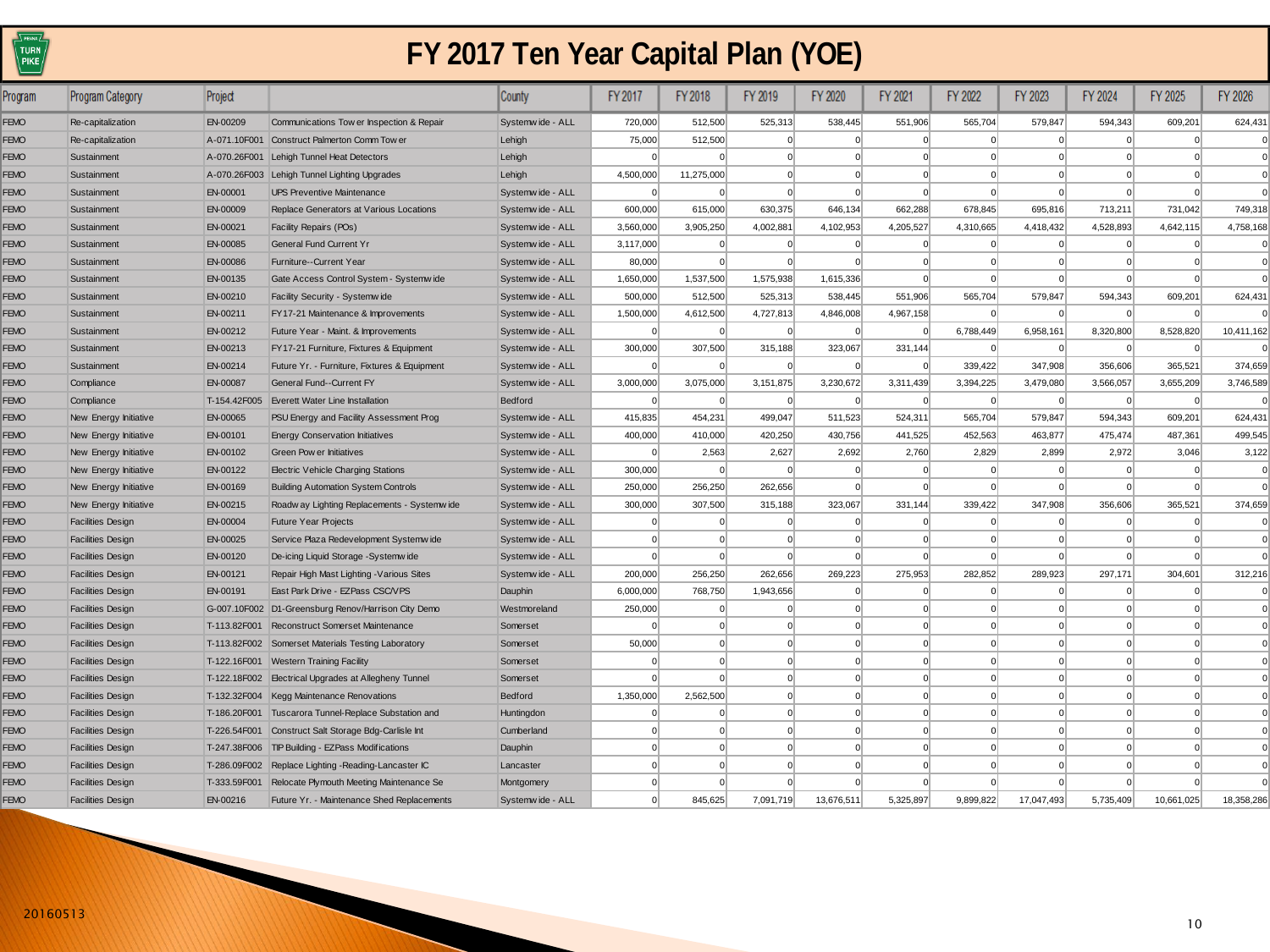# FY 2017 Ten Year Capital Plan (YOE)

| Program | Program Category | Project | | County | FY 2017 | FY 2018 | FY 2019 | FY 2020 | FY 2021 | FY 2022 | FY 2023 | FY 2024 | FY 2025 | FY 2026 |
|---|---|---|---|---|---|---|---|---|---|---|---|---|---|---|
| FEMO | Re-capitalization | EN-00209 | Communications Tower Inspection & Repair | Systemwide - ALL | 720,000 | 512,500 | 525,313 | 538,445 | 551,906 | 565,704 | 579,847 | 594,343 | 609,201 | 624,431 |
| FEMO | Re-capitalization | A-071.10F001 | Construct Palmerton Comm Tower | Lehigh | 75,000 | 512,500 | 0 | 0 | 0 | 0 | 0 | 0 | 0 | 0 |
| FEMO | Sustainment | A-070.26F001 | Lehigh Tunnel Heat Detectors | Lehigh | 0 | 0 | 0 | 0 | 0 | 0 | 0 | 0 | 0 | 0 |
| FEMO | Sustainment | A-070.26F003 | Lehigh Tunnel Lighting Upgrades | Lehigh | 4,500,000 | 11,275,000 | 0 | 0 | 0 | 0 | 0 | 0 | 0 | 0 |
| FEMO | Sustainment | EN-00001 | UPS Preventive Maintenance | Systemwide - ALL | 0 | 0 | 0 | 0 | 0 | 0 | 0 | 0 | 0 | 0 |
| FEMO | Sustainment | EN-00009 | Replace Generators at Various Locations | Systemwide - ALL | 600,000 | 615,000 | 630,375 | 646,134 | 662,288 | 678,845 | 695,816 | 713,211 | 731,042 | 749,318 |
| FEMO | Sustainment | EN-00021 | Facility Repairs (POs) | Systemwide - ALL | 3,560,000 | 3,905,250 | 4,002,881 | 4,102,953 | 4,205,527 | 4,310,665 | 4,418,432 | 4,528,893 | 4,642,115 | 4,758,168 |
| FEMO | Sustainment | EN-00085 | General Fund Current Yr | Systemwide - ALL | 3,117,000 | 0 | 0 | 0 | 0 | 0 | 0 | 0 | 0 | 0 |
| FEMO | Sustainment | EN-00086 | Furniture--Current Year | Systemwide - ALL | 80,000 | 0 | 0 | 0 | 0 | 0 | 0 | 0 | 0 | 0 |
| FEMO | Sustainment | EN-00135 | Gate Access Control System - Systemwide | Systemwide - ALL | 1,650,000 | 1,537,500 | 1,575,938 | 1,615,336 | 0 | 0 | 0 | 0 | 0 | 0 |
| FEMO | Sustainment | EN-00210 | Facility Security - Systemwide | Systemwide - ALL | 500,000 | 512,500 | 525,313 | 538,445 | 551,906 | 565,704 | 579,847 | 594,343 | 609,201 | 624,431 |
| FEMO | Sustainment | EN-00211 | FY17-21 Maintenance & Improvements | Systemwide - ALL | 1,500,000 | 4,612,500 | 4,727,813 | 4,846,008 | 4,967,158 | 0 | 0 | 0 | 0 | 0 |
| FEMO | Sustainment | EN-00212 | Future Year - Maint. & Improvements | Systemwide - ALL | 0 | 0 | 0 | 0 | 0 | 6,788,449 | 6,958,161 | 8,320,800 | 8,528,820 | 10,411,162 |
| FEMO | Sustainment | EN-00213 | FY17-21 Furniture, Fixtures & Equipment | Systemwide - ALL | 300,000 | 307,500 | 315,188 | 323,067 | 331,144 | 0 | 0 | 0 | 0 | 0 |
| FEMO | Sustainment | EN-00214 | Future Yr. - Furniture, Fixtures & Equipment | Systemwide - ALL | 0 | 0 | 0 | 0 | 0 | 339,422 | 347,908 | 356,606 | 365,521 | 374,659 |
| FEMO | Compliance | EN-00087 | General Fund--Current FY | Systemwide - ALL | 3,000,000 | 3,075,000 | 3,151,875 | 3,230,672 | 3,311,439 | 3,394,225 | 3,479,080 | 3,566,057 | 3,655,209 | 3,746,589 |
| FEMO | Compliance | T-154.42F005 | Everett Water Line Installation | Bedford | 0 | 0 | 0 | 0 | 0 | 0 | 0 | 0 | 0 | 0 |
| FEMO | New Energy Initiative | EN-00065 | PSU Energy and Facility Assessment Prog | Systemwide - ALL | 415,835 | 454,231 | 499,047 | 511,523 | 524,311 | 565,704 | 579,847 | 594,343 | 609,201 | 624,431 |
| FEMO | New Energy Initiative | EN-00101 | Energy Conservation Initiatives | Systemwide - ALL | 400,000 | 410,000 | 420,250 | 430,756 | 441,525 | 452,563 | 463,877 | 475,474 | 487,361 | 499,545 |
| FEMO | New Energy Initiative | EN-00102 | Green Power Initiatives | Systemwide - ALL | 0 | 2,563 | 2,627 | 2,692 | 2,760 | 2,829 | 2,899 | 2,972 | 3,046 | 3,122 |
| FEMO | New Energy Initiative | EN-00122 | Electric Vehicle Charging Stations | Systemwide - ALL | 300,000 | 0 | 0 | 0 | 0 | 0 | 0 | 0 | 0 | 0 |
| FEMO | New Energy Initiative | EN-00169 | Building Automation System Controls | Systemwide - ALL | 250,000 | 256,250 | 262,656 | 0 | 0 | 0 | 0 | 0 | 0 | 0 |
| FEMO | New Energy Initiative | EN-00215 | Roadway Lighting Replacements - Systemwide | Systemwide - ALL | 300,000 | 307,500 | 315,188 | 323,067 | 331,144 | 339,422 | 347,908 | 356,606 | 365,521 | 374,659 |
| FEMO | Facilities Design | EN-00004 | Future Year Projects | Systemwide - ALL | 0 | 0 | 0 | 0 | 0 | 0 | 0 | 0 | 0 | 0 |
| FEMO | Facilities Design | EN-00025 | Service Plaza Redevelopment Systemwide | Systemwide - ALL | 0 | 0 | 0 | 0 | 0 | 0 | 0 | 0 | 0 | 0 |
| FEMO | Facilities Design | EN-00120 | De-icing Liquid Storage -Systemwide | Systemwide - ALL | 0 | 0 | 0 | 0 | 0 | 0 | 0 | 0 | 0 | 0 |
| FEMO | Facilities Design | EN-00121 | Repair High Mast Lighting -Various Sites | Systemwide - ALL | 200,000 | 256,250 | 262,656 | 269,223 | 275,953 | 282,852 | 289,923 | 297,171 | 304,601 | 312,216 |
| FEMO | Facilities Design | EN-00191 | East Park Drive - EZPass CSC/VPS | Dauphin | 6,000,000 | 768,750 | 1,943,656 | 0 | 0 | 0 | 0 | 0 | 0 | 0 |
| FEMO | Facilities Design | G-007.10F002 | D1-Greensburg Renov/Harrison City Demo | Westmoreland | 250,000 | 0 | 0 | 0 | 0 | 0 | 0 | 0 | 0 | 0 |
| FEMO | Facilities Design | T-113.82F001 | Reconstruct Somerset Maintenance | Somerset | 0 | 0 | 0 | 0 | 0 | 0 | 0 | 0 | 0 | 0 |
| FEMO | Facilities Design | T-113.82F002 | Somerset Materials Testing Laboratory | Somerset | 50,000 | 0 | 0 | 0 | 0 | 0 | 0 | 0 | 0 | 0 |
| FEMO | Facilities Design | T-122.16F001 | Western Training Facility | Somerset | 0 | 0 | 0 | 0 | 0 | 0 | 0 | 0 | 0 | 0 |
| FEMO | Facilities Design | T-122.18F002 | Electrical Upgrades at Allegheny Tunnel | Somerset | 0 | 0 | 0 | 0 | 0 | 0 | 0 | 0 | 0 | 0 |
| FEMO | Facilities Design | T-132.32F004 | Kegg Maintenance Renovations | Bedford | 1,350,000 | 2,562,500 | 0 | 0 | 0 | 0 | 0 | 0 | 0 | 0 |
| FEMO | Facilities Design | T-186.20F001 | Tuscarora Tunnel-Replace Substation and | Huntingdon | 0 | 0 | 0 | 0 | 0 | 0 | 0 | 0 | 0 | 0 |
| FEMO | Facilities Design | T-226.54F001 | Construct Salt Storage Bdg-Carlisle Int | Cumberland | 0 | 0 | 0 | 0 | 0 | 0 | 0 | 0 | 0 | 0 |
| FEMO | Facilities Design | T-247.38F006 | TIP Building - EZPass Modifications | Dauphin | 0 | 0 | 0 | 0 | 0 | 0 | 0 | 0 | 0 | 0 |
| FEMO | Facilities Design | T-286.09F002 | Replace Lighting -Reading-Lancaster IC | Lancaster | 0 | 0 | 0 | 0 | 0 | 0 | 0 | 0 | 0 | 0 |
| FEMO | Facilities Design | T-333.59F001 | Relocate Plymouth Meeting Maintenance Se | Montgomery | 0 | 0 | 0 | 0 | 0 | 0 | 0 | 0 | 0 | 0 |
| FEMO | Facilities Design | EN-00216 | Future Yr. - Maintenance Shed Replacements | Systemwide - ALL | 0 | 845,625 | 7,091,719 | 13,676,511 | 5,325,897 | 9,899,822 | 17,047,493 | 5,735,409 | 10,661,025 | 18,358,286 |

20160513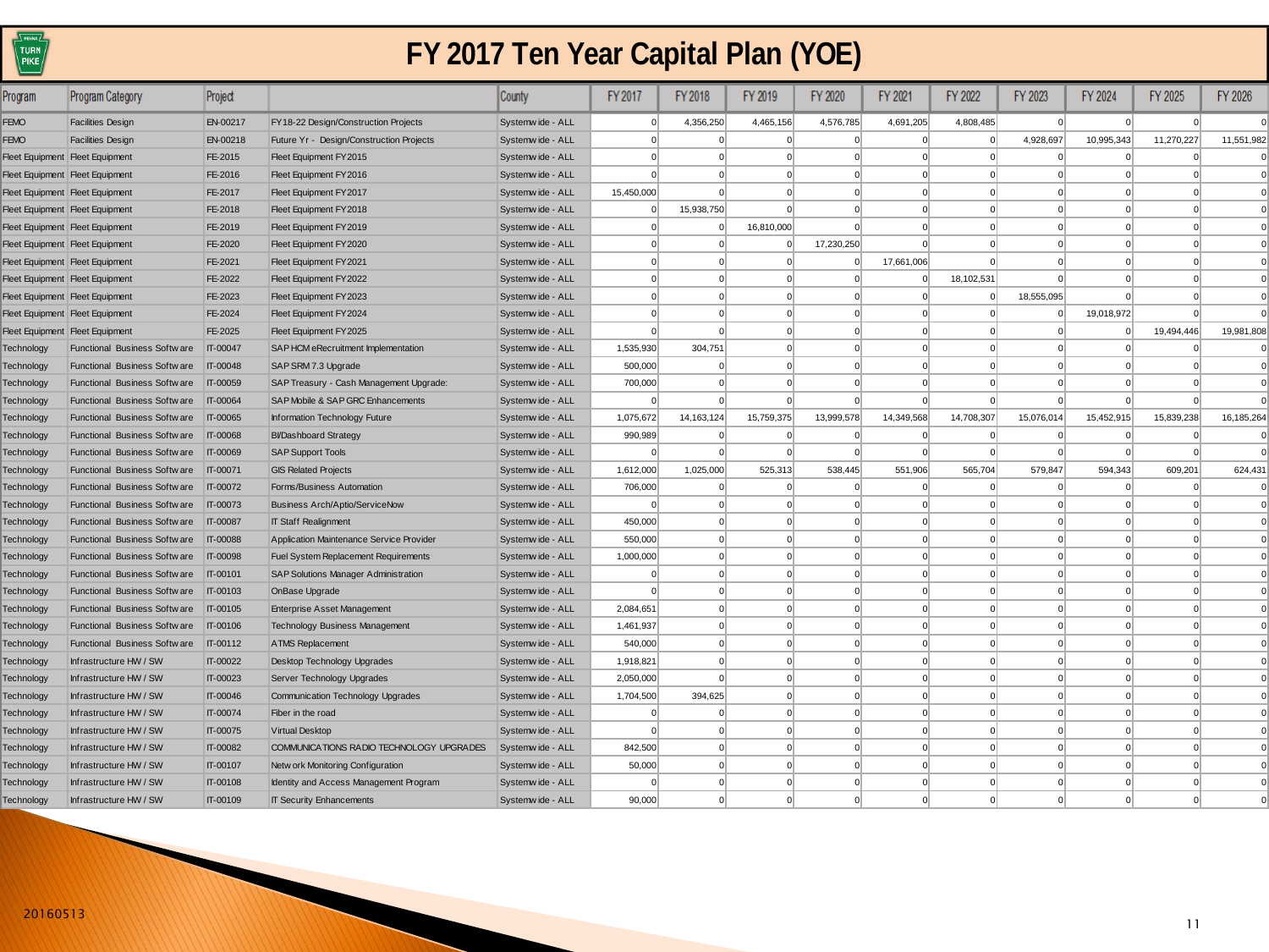# FY 2017 Ten Year Capital Plan (YOE)

| Program | Program Category | Project | | County | FY 2017 | FY 2018 | FY 2019 | FY 2020 | FY 2021 | FY 2022 | FY 2023 | FY 2024 | FY 2025 | FY 2026 |
|---|---|---|---|---|---|---|---|---|---|---|---|---|---|---|
| FEMO | Facilities Design | EN-00217 | FY18-22 Design/Construction Projects | Systemwide - ALL | 0 | 4,356,250 | 4,465,156 | 4,576,785 | 4,691,205 | 4,808,485 | 0 | 0 | 0 | 0 |
| FEMO | Facilities Design | EN-00218 | Future Yr - Design/Construction Projects | Systemwide - ALL | 0 | 0 | 0 | 0 | 0 | 0 | 4,928,697 | 10,995,343 | 11,270,227 | 11,551,982 |
| Fleet Equipment | Fleet Equipment | FE-2015 | Fleet Equipment FY2015 | Systemwide - ALL | 0 | 0 | 0 | 0 | 0 | 0 | 0 | 0 | 0 | 0 |
| Fleet Equipment | Fleet Equipment | FE-2016 | Fleet Equipment FY2016 | Systemwide - ALL | 0 | 0 | 0 | 0 | 0 | 0 | 0 | 0 | 0 | 0 |
| Fleet Equipment | Fleet Equipment | FE-2017 | Fleet Equipment FY2017 | Systemwide - ALL | 15,450,000 | 0 | 0 | 0 | 0 | 0 | 0 | 0 | 0 | 0 |
| Fleet Equipment | Fleet Equipment | FE-2018 | Fleet Equipment FY2018 | Systemwide - ALL | 0 | 15,938,750 | 0 | 0 | 0 | 0 | 0 | 0 | 0 | 0 |
| Fleet Equipment | Fleet Equipment | FE-2019 | Fleet Equipment FY2019 | Systemwide - ALL | 0 | 0 | 16,810,000 | 0 | 0 | 0 | 0 | 0 | 0 | 0 |
| Fleet Equipment | Fleet Equipment | FE-2020 | Fleet Equipment FY2020 | Systemwide - ALL | 0 | 0 | 0 | 17,230,250 | 0 | 0 | 0 | 0 | 0 | 0 |
| Fleet Equipment | Fleet Equipment | FE-2021 | Fleet Equipment FY2021 | Systemwide - ALL | 0 | 0 | 0 | 0 | 17,661,006 | 0 | 0 | 0 | 0 | 0 |
| Fleet Equipment | Fleet Equipment | FE-2022 | Fleet Equipment FY2022 | Systemwide - ALL | 0 | 0 | 0 | 0 | 0 | 18,102,531 | 0 | 0 | 0 | 0 |
| Fleet Equipment | Fleet Equipment | FE-2023 | Fleet Equipment FY2023 | Systemwide - ALL | 0 | 0 | 0 | 0 | 0 | 0 | 18,555,095 | 0 | 0 | 0 |
| Fleet Equipment | Fleet Equipment | FE-2024 | Fleet Equipment FY2024 | Systemwide - ALL | 0 | 0 | 0 | 0 | 0 | 0 | 0 | 19,018,972 | 0 | 0 |
| Fleet Equipment | Fleet Equipment | FE-2025 | Fleet Equipment FY2025 | Systemwide - ALL | 0 | 0 | 0 | 0 | 0 | 0 | 0 | 0 | 19,494,446 | 19,981,808 |
| Technology | Functional Business Software | IT-00047 | SAP HCM eRecruitment Implementation | Systemwide - ALL | 1,535,930 | 304,751 | 0 | 0 | 0 | 0 | 0 | 0 | 0 | 0 |
| Technology | Functional Business Software | IT-00048 | SAP SRM 7.3 Upgrade | Systemwide - ALL | 500,000 | 0 | 0 | 0 | 0 | 0 | 0 | 0 | 0 | 0 |
| Technology | Functional Business Software | IT-00059 | SAP Treasury - Cash Management Upgrade: | Systemwide - ALL | 700,000 | 0 | 0 | 0 | 0 | 0 | 0 | 0 | 0 | 0 |
| Technology | Functional Business Software | IT-00064 | SAP Mobile & SAP GRC Enhancements | Systemwide - ALL | 0 | 0 | 0 | 0 | 0 | 0 | 0 | 0 | 0 | 0 |
| Technology | Functional Business Software | IT-00065 | Information Technology Future | Systemwide - ALL | 1,075,672 | 14,163,124 | 15,759,375 | 13,999,578 | 14,349,568 | 14,708,307 | 15,076,014 | 15,452,915 | 15,839,238 | 16,185,264 |
| Technology | Functional Business Software | IT-00068 | BI/Dashboard Strategy | Systemwide - ALL | 990,989 | 0 | 0 | 0 | 0 | 0 | 0 | 0 | 0 | 0 |
| Technology | Functional Business Software | IT-00069 | SAP Support Tools | Systemwide - ALL | 0 | 0 | 0 | 0 | 0 | 0 | 0 | 0 | 0 | 0 |
| Technology | Functional Business Software | IT-00071 | GIS Related Projects | Systemwide - ALL | 1,612,000 | 1,025,000 | 525,313 | 538,445 | 551,906 | 565,704 | 579,847 | 594,343 | 609,201 | 624,431 |
| Technology | Functional Business Software | IT-00072 | Forms/Business Automation | Systemwide - ALL | 706,000 | 0 | 0 | 0 | 0 | 0 | 0 | 0 | 0 | 0 |
| Technology | Functional Business Software | IT-00073 | Business Arch/Aptio/ServiceNow | Systemwide - ALL | 0 | 0 | 0 | 0 | 0 | 0 | 0 | 0 | 0 | 0 |
| Technology | Functional Business Software | IT-00087 | IT Staff Realignment | Systemwide - ALL | 450,000 | 0 | 0 | 0 | 0 | 0 | 0 | 0 | 0 | 0 |
| Technology | Functional Business Software | IT-00088 | Application Maintenance Service Provider | Systemwide - ALL | 550,000 | 0 | 0 | 0 | 0 | 0 | 0 | 0 | 0 | 0 |
| Technology | Functional Business Software | IT-00098 | Fuel System Replacement Requirements | Systemwide - ALL | 1,000,000 | 0 | 0 | 0 | 0 | 0 | 0 | 0 | 0 | 0 |
| Technology | Functional Business Software | IT-00101 | SAP Solutions Manager Administration | Systemwide - ALL | 0 | 0 | 0 | 0 | 0 | 0 | 0 | 0 | 0 | 0 |
| Technology | Functional Business Software | IT-00103 | OnBase Upgrade | Systemwide - ALL | 0 | 0 | 0 | 0 | 0 | 0 | 0 | 0 | 0 | 0 |
| Technology | Functional Business Software | IT-00105 | Enterprise Asset Management | Systemwide - ALL | 2,084,651 | 0 | 0 | 0 | 0 | 0 | 0 | 0 | 0 | 0 |
| Technology | Functional Business Software | IT-00106 | Technology Business Management | Systemwide - ALL | 1,461,937 | 0 | 0 | 0 | 0 | 0 | 0 | 0 | 0 | 0 |
| Technology | Functional Business Software | IT-00112 | ATMS Replacement | Systemwide - ALL | 540,000 | 0 | 0 | 0 | 0 | 0 | 0 | 0 | 0 | 0 |
| Technology | Infrastructure HW / SW | IT-00022 | Desktop Technology Upgrades | Systemwide - ALL | 1,918,821 | 0 | 0 | 0 | 0 | 0 | 0 | 0 | 0 | 0 |
| Technology | Infrastructure HW / SW | IT-00023 | Server Technology Upgrades | Systemwide - ALL | 2,050,000 | 0 | 0 | 0 | 0 | 0 | 0 | 0 | 0 | 0 |
| Technology | Infrastructure HW / SW | IT-00046 | Communication Technology Upgrades | Systemwide - ALL | 1,704,500 | 394,625 | 0 | 0 | 0 | 0 | 0 | 0 | 0 | 0 |
| Technology | Infrastructure HW / SW | IT-00074 | Fiber in the road | Systemwide - ALL | 0 | 0 | 0 | 0 | 0 | 0 | 0 | 0 | 0 | 0 |
| Technology | Infrastructure HW / SW | IT-00075 | Virtual Desktop | Systemwide - ALL | 0 | 0 | 0 | 0 | 0 | 0 | 0 | 0 | 0 | 0 |
| Technology | Infrastructure HW / SW | IT-00082 | COMMUNICATIONS RADIO TECHNOLOGY UPGRADES | Systemwide - ALL | 842,500 | 0 | 0 | 0 | 0 | 0 | 0 | 0 | 0 | 0 |
| Technology | Infrastructure HW / SW | IT-00107 | Network Monitoring Configuration | Systemwide - ALL | 50,000 | 0 | 0 | 0 | 0 | 0 | 0 | 0 | 0 | 0 |
| Technology | Infrastructure HW / SW | IT-00108 | Identity and Access Management Program | Systemwide - ALL | 0 | 0 | 0 | 0 | 0 | 0 | 0 | 0 | 0 | 0 |
| Technology | Infrastructure HW / SW | IT-00109 | IT Security Enhancements | Systemwide - ALL | 90,000 | 0 | 0 | 0 | 0 | 0 | 0 | 0 | 0 | 0 |

20160513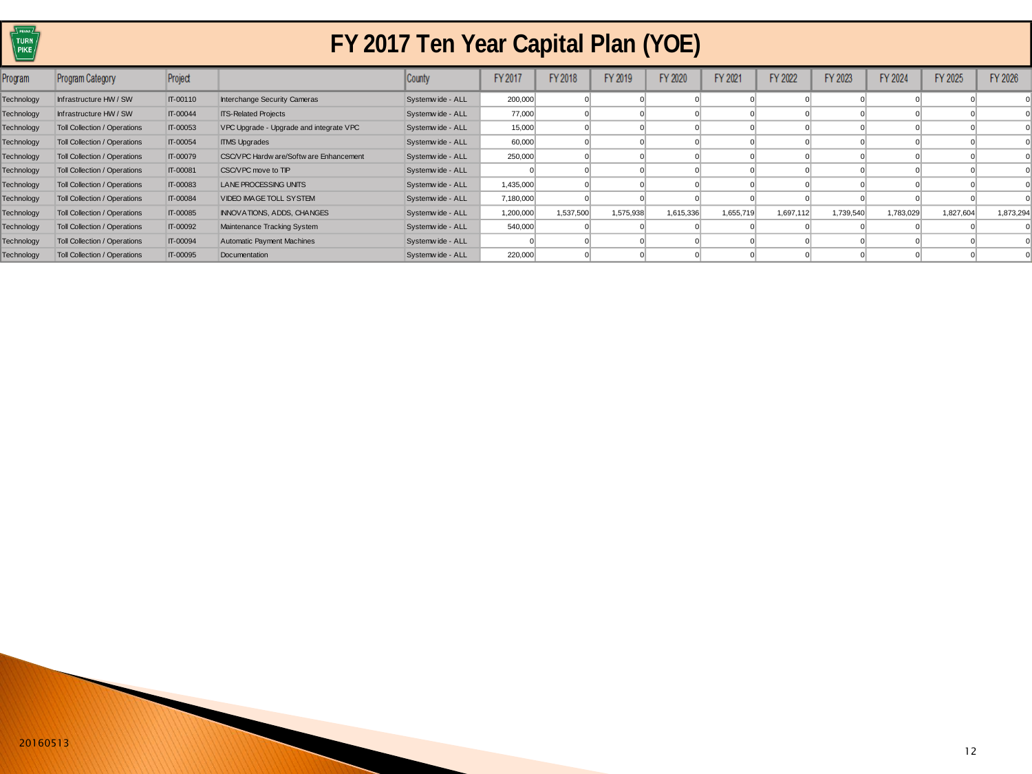# FY 2017 Ten Year Capital Plan (YOE)

| Program | Program Category | Project | | County | FY 2017 | FY 2018 | FY 2019 | FY 2020 | FY 2021 | FY 2022 | FY 2023 | FY 2024 | FY 2025 | FY 2026 |
|---|---|---|---|---|---|---|---|---|---|---|---|---|---|---|
| Technology | Infrastructure HW / SW | IT-00110 | Interchange Security Cameras | Systemwide - ALL | 200,000 | 0 | 0 | 0 | 0 | 0 | 0 | 0 | 0 | 0 |
| Technology | Infrastructure HW / SW | IT-00044 | ITS-Related Projects | Systemwide - ALL | 77,000 | 0 | 0 | 0 | 0 | 0 | 0 | 0 | 0 | 0 |
| Technology | Toll Collection / Operations | IT-00053 | VPC Upgrade - Upgrade and integrate VPC | Systemwide - ALL | 15,000 | 0 | 0 | 0 | 0 | 0 | 0 | 0 | 0 | 0 |
| Technology | Toll Collection / Operations | IT-00054 | ITMS Upgrades | Systemwide - ALL | 60,000 | 0 | 0 | 0 | 0 | 0 | 0 | 0 | 0 | 0 |
| Technology | Toll Collection / Operations | IT-00079 | CSC/VPC Hardware/Software Enhancement | Systemwide - ALL | 250,000 | 0 | 0 | 0 | 0 | 0 | 0 | 0 | 0 | 0 |
| Technology | Toll Collection / Operations | IT-00081 | CSC/VPC move to TIP | Systemwide - ALL | 0 | 0 | 0 | 0 | 0 | 0 | 0 | 0 | 0 | 0 |
| Technology | Toll Collection / Operations | IT-00083 | LANE PROCESSING UNITS | Systemwide - ALL | 1,435,000 | 0 | 0 | 0 | 0 | 0 | 0 | 0 | 0 | 0 |
| Technology | Toll Collection / Operations | IT-00084 | VIDEO IMAGE TOLL SYSTEM | Systemwide - ALL | 7,180,000 | 0 | 0 | 0 | 0 | 0 | 0 | 0 | 0 | 0 |
| Technology | Toll Collection / Operations | IT-00085 | INNOVATIONS, ADDS, CHANGES | Systemwide - ALL | 1,200,000 | 1,537,500 | 1,575,938 | 1,615,336 | 1,655,719 | 1,697,112 | 1,739,540 | 1,783,029 | 1,827,604 | 1,873,294 |
| Technology | Toll Collection / Operations | IT-00092 | Maintenance Tracking System | Systemwide - ALL | 540,000 | 0 | 0 | 0 | 0 | 0 | 0 | 0 | 0 | 0 |
| Technology | Toll Collection / Operations | IT-00094 | Automatic Payment Machines | Systemwide - ALL | 0 | 0 | 0 | 0 | 0 | 0 | 0 | 0 | 0 | 0 |
| Technology | Toll Collection / Operations | IT-00095 | Documentation | Systemwide - ALL | 220,000 | 0 | 0 | 0 | 0 | 0 | 0 | 0 | 0 | 0 |

20160513